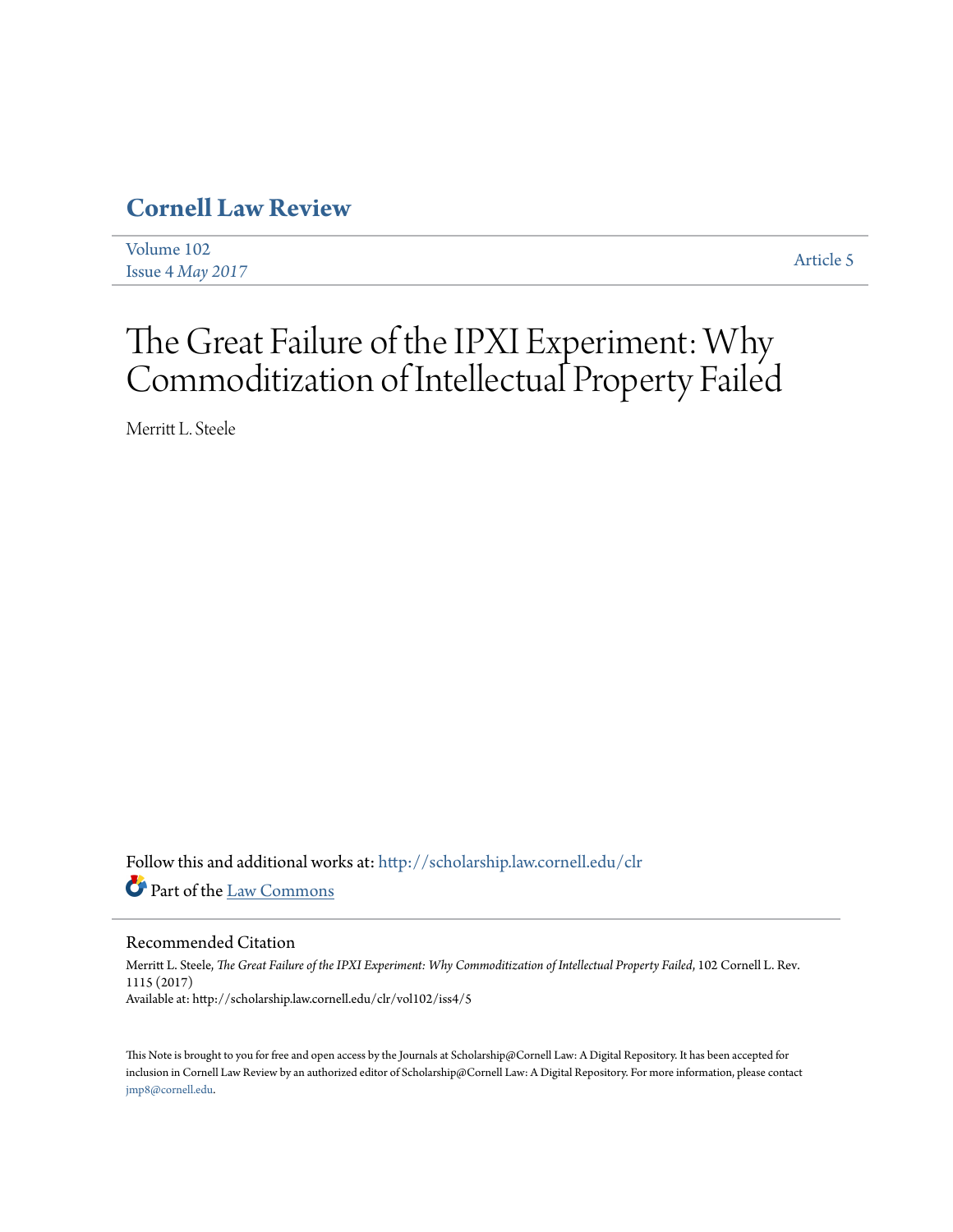# Cornell Law Review

Volume 102
Issue 4 *May 2017*

Article 5

# The Great Failure of the IPXI Experiment: Why Commoditization of Intellectual Property Failed

Merritt L. Steele

Follow this and additional works at: http://scholarship.law.cornell.edu/clr

Part of the Law Commons

## Recommended Citation

Merritt L. Steele, *The Great Failure of the IPXI Experiment: Why Commoditization of Intellectual Property Failed*, 102 Cornell L. Rev. 1115 (2017)
Available at: http://scholarship.law.cornell.edu/clr/vol102/iss4/5

This Note is brought to you for free and open access by the Journals at Scholarship@Cornell Law: A Digital Repository. It has been accepted for inclusion in Cornell Law Review by an authorized editor of Scholarship@Cornell Law: A Digital Repository. For more information, please contact jmp8@cornell.edu.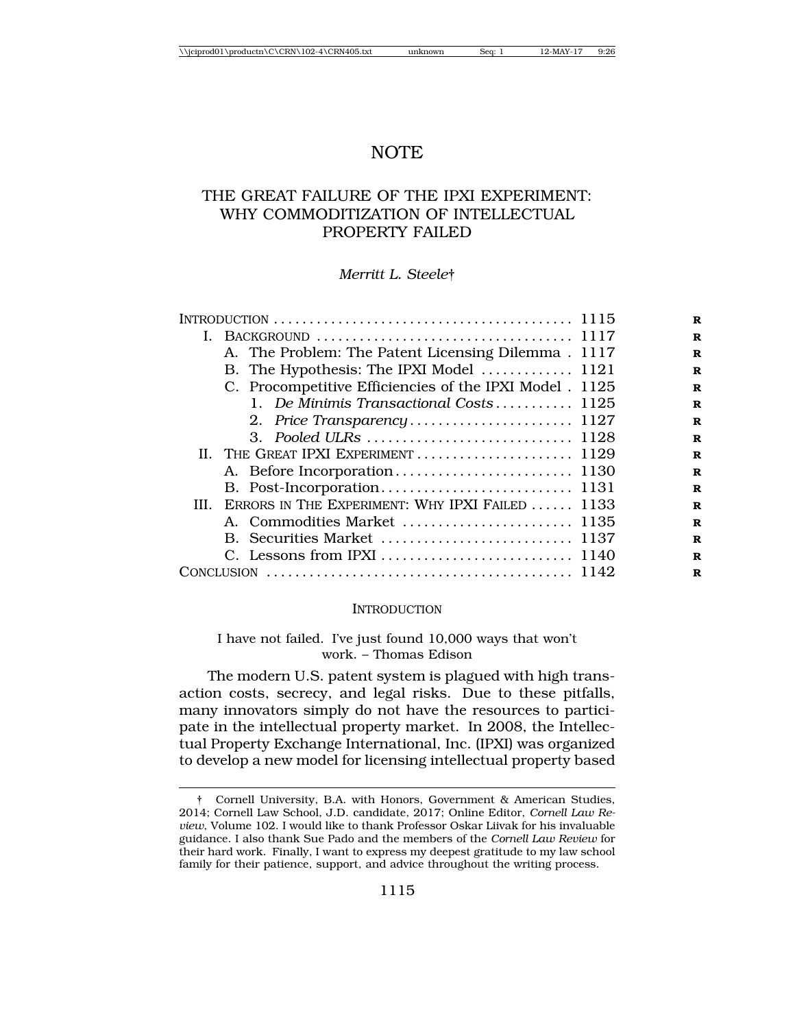# NOTE

## THE GREAT FAILURE OF THE IPXI EXPERIMENT: WHY COMMODITIZATION OF INTELLECTUAL PROPERTY FAILED

*Merritt L. Steele*†

INTRODUCTION .......................................... 1115
- I. BACKGROUND .......................................... 1117
  - A. The Problem: The Patent Licensing Dilemma . 1117
  - B. The Hypothesis: The IPXI Model ............ 1121
  - C. Procompetitive Efficiencies of the IPXI Model . 1125
    - 1. *De Minimis Transactional Costs* .......... 1125
    - 2. *Price Transparency* ...................... 1127
    - 3. *Pooled ULRs* ............................ 1128
- II. THE GREAT IPXI EXPERIMENT ...................... 1129
  - A. Before Incorporation ........................ 1130
  - B. Post-Incorporation .......................... 1131
- III. ERRORS IN THE EXPERIMENT: WHY IPXI FAILED ...... 1133
  - A. Commodities Market ........................ 1135
  - B. Securities Market .......................... 1137
  - C. Lessons from IPXI .......................... 1140

CONCLUSION .......................................... 1142

### INTRODUCTION

> I have not failed. I've just found 10,000 ways that won't work. – Thomas Edison

The modern U.S. patent system is plagued with high transaction costs, secrecy, and legal risks. Due to these pitfalls, many innovators simply do not have the resources to participate in the intellectual property market. In 2008, the Intellectual Property Exchange International, Inc. (IPXI) was organized to develop a new model for licensing intellectual property based

---

† Cornell University, B.A. with Honors, Government & American Studies, 2014; Cornell Law School, J.D. candidate, 2017; Online Editor, *Cornell Law Review*, Volume 102. I would like to thank Professor Oskar Liivak for his invaluable guidance. I also thank Sue Pado and the members of the *Cornell Law Review* for their hard work. Finally, I want to express my deepest gratitude to my law school family for their patience, support, and advice throughout the writing process.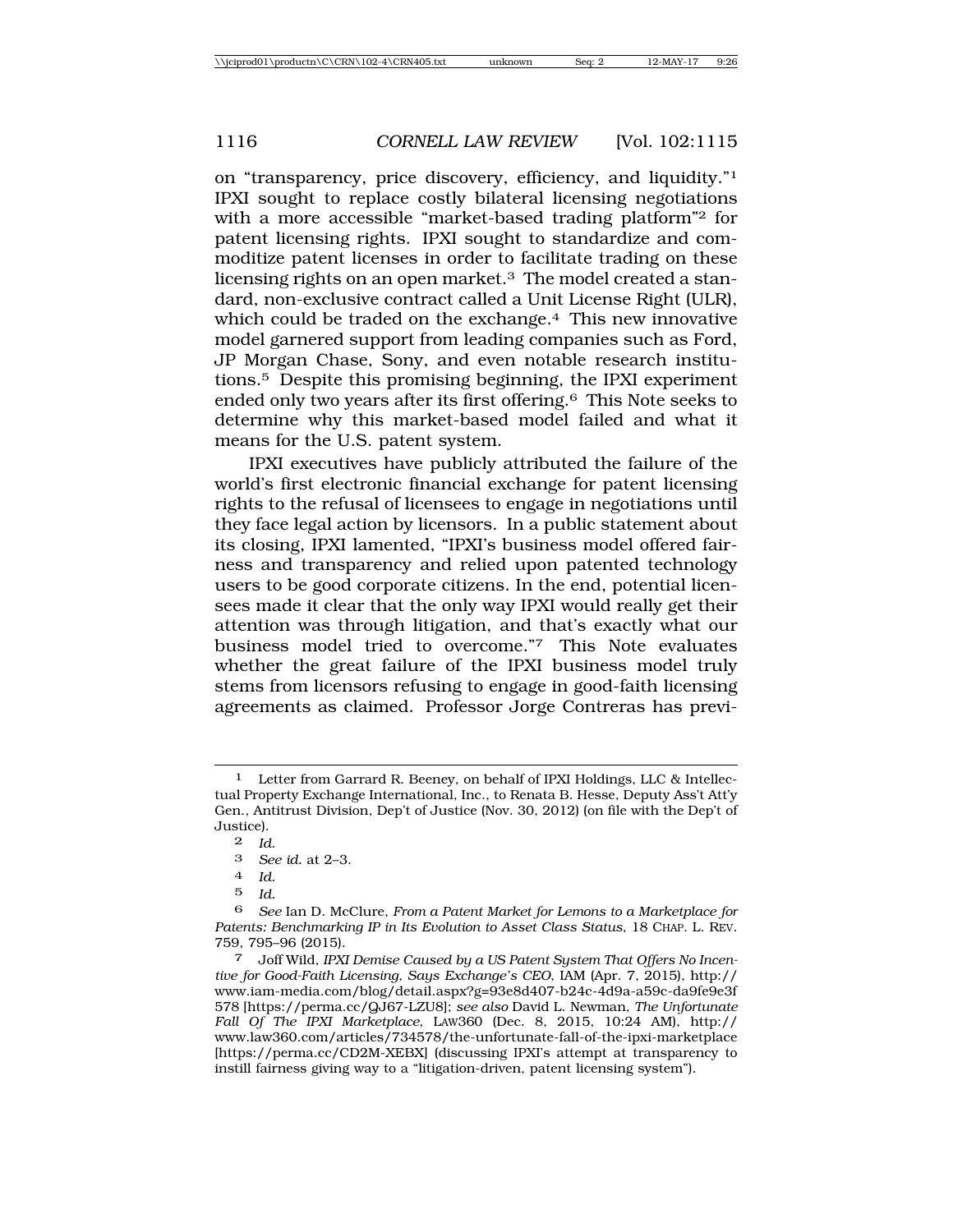on "transparency, price discovery, efficiency, and liquidity."[1] IPXI sought to replace costly bilateral licensing negotiations with a more accessible "market-based trading platform"[2] for patent licensing rights. IPXI sought to standardize and commoditize patent licenses in order to facilitate trading on these licensing rights on an open market.[3] The model created a standard, non-exclusive contract called a Unit License Right (ULR), which could be traded on the exchange.[4] This new innovative model garnered support from leading companies such as Ford, JP Morgan Chase, Sony, and even notable research institutions.[5] Despite this promising beginning, the IPXI experiment ended only two years after its first offering.[6] This Note seeks to determine why this market-based model failed and what it means for the U.S. patent system.

IPXI executives have publicly attributed the failure of the world's first electronic financial exchange for patent licensing rights to the refusal of licensees to engage in negotiations until they face legal action by licensors. In a public statement about its closing, IPXI lamented, "IPXI's business model offered fairness and transparency and relied upon patented technology users to be good corporate citizens. In the end, potential licensees made it clear that the only way IPXI would really get their attention was through litigation, and that's exactly what our business model tried to overcome."[7] This Note evaluates whether the great failure of the IPXI business model truly stems from licensors refusing to engage in good-faith licensing agreements as claimed. Professor Jorge Contreras has previ-

---

1 Letter from Garrard R. Beeney, on behalf of IPXI Holdings, LLC & Intellectual Property Exchange International, Inc., to Renata B. Hesse, Deputy Ass't Att'y Gen., Antitrust Division, Dep't of Justice (Nov. 30, 2012) (on file with the Dep't of Justice).

2 *Id.*

3 *See id.* at 2–3.

4 *Id.*

5 *Id.*

6 *See* Ian D. McClure, *From a Patent Market for Lemons to a Marketplace for Patents: Benchmarking IP in Its Evolution to Asset Class Status*, 18 CHAP. L. REV. 759, 795–96 (2015).

7 Joff Wild, *IPXI Demise Caused by a US Patent System That Offers No Incentive for Good-Faith Licensing, Says Exchange's CEO*, IAM (Apr. 7, 2015), http://www.iam-media.com/blog/detail.aspx?g=93e8d407-b24c-4d9a-a59c-da9fe9e3f578 [https://perma.cc/QJ67-LZU8]; *see also* David L. Newman, *The Unfortunate Fall Of The IPXI Marketplace*, LAW360 (Dec. 8, 2015, 10:24 AM), http://www.law360.com/articles/734578/the-unfortunate-fall-of-the-ipxi-marketplace [https://perma.cc/CD2M-XEBX] (discussing IPXI's attempt at transparency to instill fairness giving way to a "litigation-driven, patent licensing system").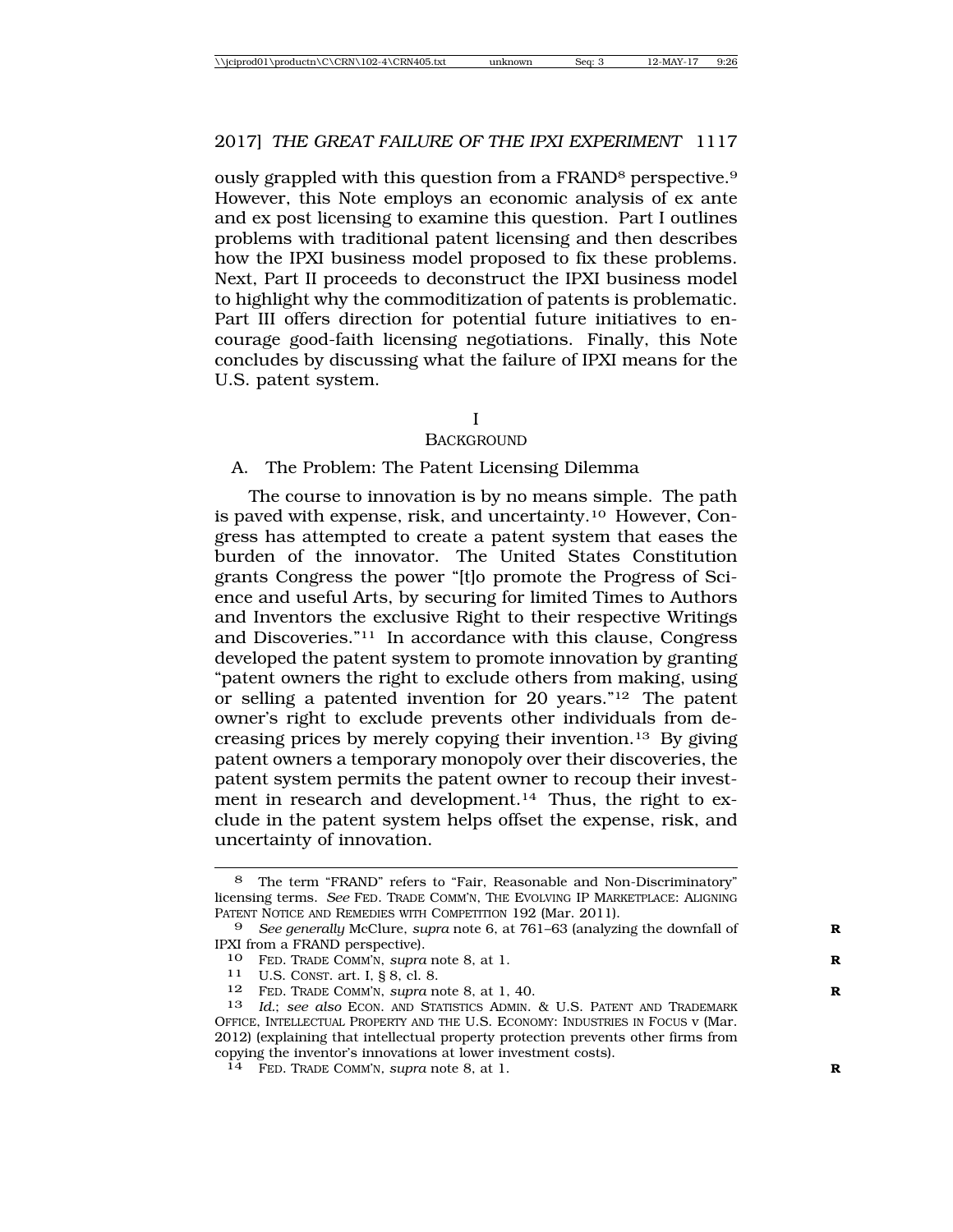ously grappled with this question from a FRAND[8] perspective.[9] However, this Note employs an economic analysis of ex ante and ex post licensing to examine this question. Part I outlines problems with traditional patent licensing and then describes how the IPXI business model proposed to fix these problems. Next, Part II proceeds to deconstruct the IPXI business model to highlight why the commoditization of patents is problematic. Part III offers direction for potential future initiatives to encourage good-faith licensing negotiations. Finally, this Note concludes by discussing what the failure of IPXI means for the U.S. patent system.

# I
# BACKGROUND

## A. The Problem: The Patent Licensing Dilemma

The course to innovation is by no means simple. The path is paved with expense, risk, and uncertainty.[10] However, Congress has attempted to create a patent system that eases the burden of the innovator. The United States Constitution grants Congress the power "[t]o promote the Progress of Science and useful Arts, by securing for limited Times to Authors and Inventors the exclusive Right to their respective Writings and Discoveries."[11] In accordance with this clause, Congress developed the patent system to promote innovation by granting "patent owners the right to exclude others from making, using or selling a patented invention for 20 years."[12] The patent owner's right to exclude prevents other individuals from decreasing prices by merely copying their invention.[13] By giving patent owners a temporary monopoly over their discoveries, the patent system permits the patent owner to recoup their investment in research and development.[14] Thus, the right to exclude in the patent system helps offset the expense, risk, and uncertainty of innovation.

---

8 The term "FRAND" refers to "Fair, Reasonable and Non-Discriminatory" licensing terms. *See* FED. TRADE COMM'N, THE EVOLVING IP MARKETPLACE: ALIGNING PATENT NOTICE AND REMEDIES WITH COMPETITION 192 (Mar. 2011).

9 *See generally* McClure, *supra* note 6, at 761–63 (analyzing the downfall of IPXI from a FRAND perspective).

10 FED. TRADE COMM'N, *supra* note 8, at 1.

11 U.S. CONST. art. I, § 8, cl. 8.

12 FED. TRADE COMM'N, *supra* note 8, at 1, 40.

13 *Id.*; *see also* ECON. AND STATISTICS ADMIN. & U.S. PATENT AND TRADEMARK OFFICE, INTELLECTUAL PROPERTY AND THE U.S. ECONOMY: INDUSTRIES IN FOCUS v (Mar. 2012) (explaining that intellectual property protection prevents other firms from copying the inventor's innovations at lower investment costs).

14 FED. TRADE COMM'N, *supra* note 8, at 1.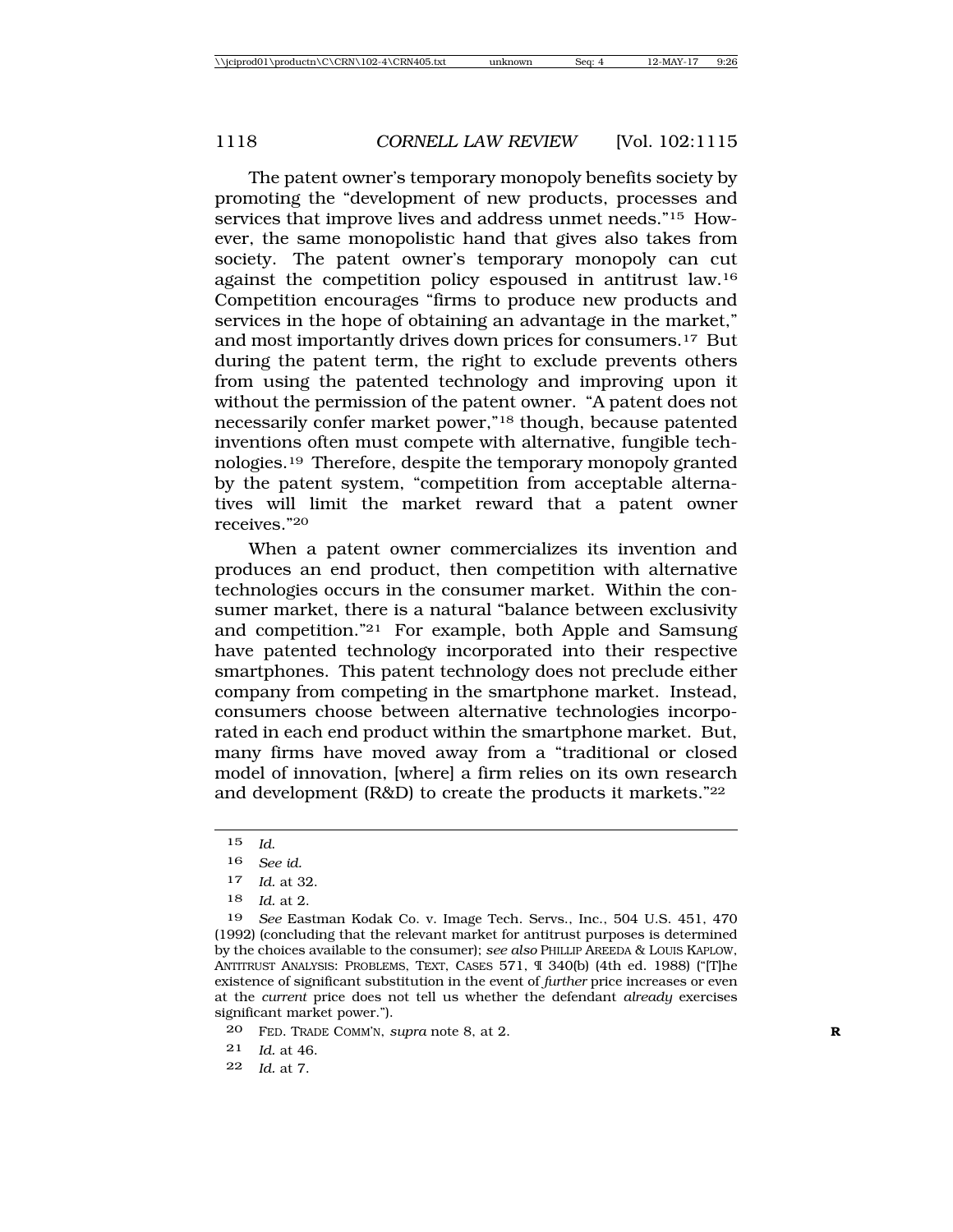The patent owner's temporary monopoly benefits society by promoting the "development of new products, processes and services that improve lives and address unmet needs."[15] However, the same monopolistic hand that gives also takes from society. The patent owner's temporary monopoly can cut against the competition policy espoused in antitrust law.[16] Competition encourages "firms to produce new products and services in the hope of obtaining an advantage in the market," and most importantly drives down prices for consumers.[17] But during the patent term, the right to exclude prevents others from using the patented technology and improving upon it without the permission of the patent owner. "A patent does not necessarily confer market power,"[18] though, because patented inventions often must compete with alternative, fungible technologies.[19] Therefore, despite the temporary monopoly granted by the patent system, "competition from acceptable alternatives will limit the market reward that a patent owner receives."[20]

When a patent owner commercializes its invention and produces an end product, then competition with alternative technologies occurs in the consumer market. Within the consumer market, there is a natural "balance between exclusivity and competition."[21] For example, both Apple and Samsung have patented technology incorporated into their respective smartphones. This patent technology does not preclude either company from competing in the smartphone market. Instead, consumers choose between alternative technologies incorporated in each end product within the smartphone market. But, many firms have moved away from a "traditional or closed model of innovation, [where] a firm relies on its own research and development (R&D) to create the products it markets."[22]

---

15 *Id.*

16 *See id.*

17 *Id.* at 32.

18 *Id.* at 2.

19 *See* Eastman Kodak Co. v. Image Tech. Servs., Inc., 504 U.S. 451, 470 (1992) (concluding that the relevant market for antitrust purposes is determined by the choices available to the consumer); *see also* PHILLIP AREEDA & LOUIS KAPLOW, ANTITRUST ANALYSIS: PROBLEMS, TEXT, CASES 571, ¶ 340(b) (4th ed. 1988) ("[T]he existence of significant substitution in the event of *further* price increases or even at the *current* price does not tell us whether the defendant *already* exercises significant market power.").

20 FED. TRADE COMM'N, *supra* note 8, at 2.

21 *Id.* at 46.

22 *Id.* at 7.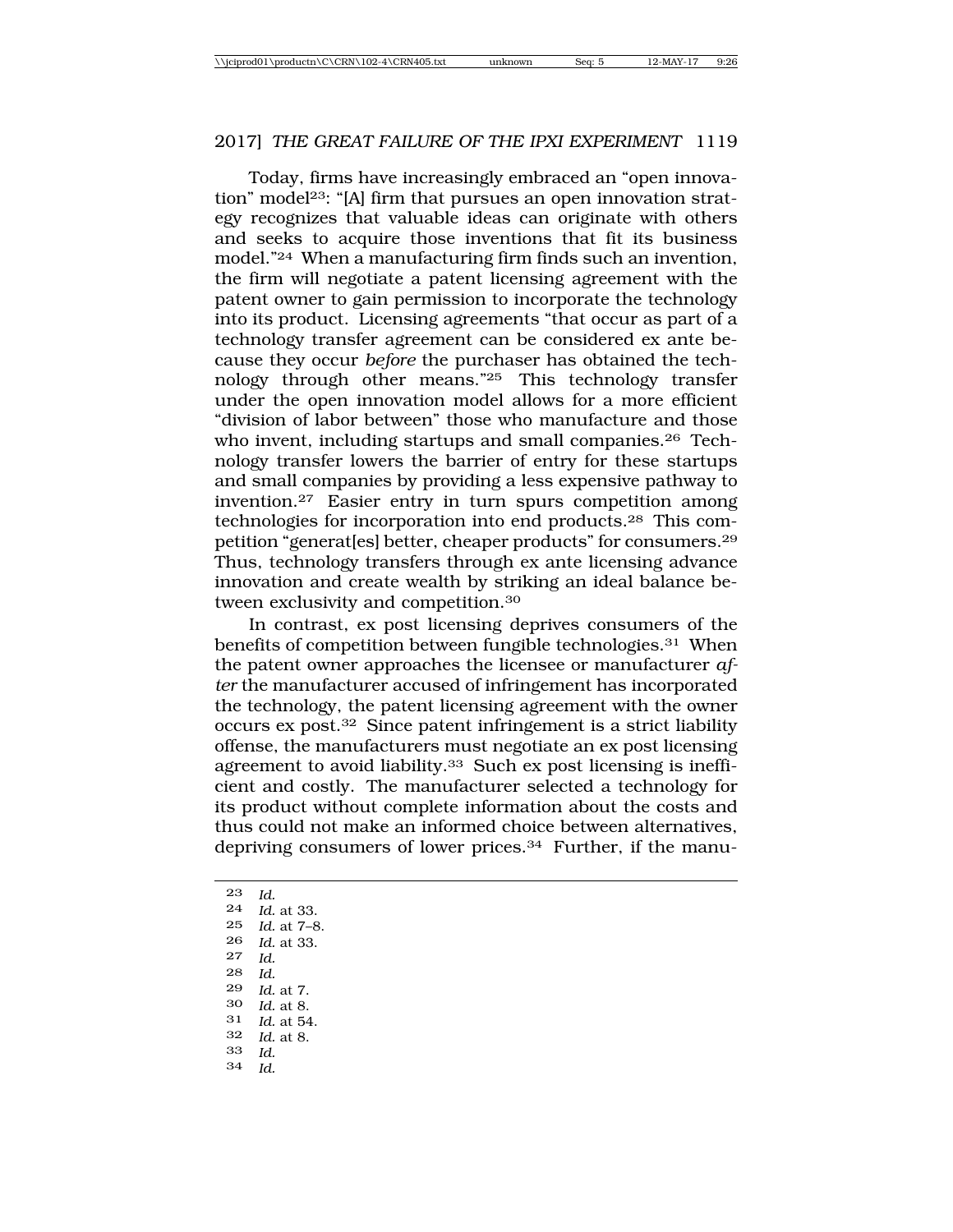Today, firms have increasingly embraced an "open innovation" model[23]: "[A] firm that pursues an open innovation strategy recognizes that valuable ideas can originate with others and seeks to acquire those inventions that fit its business model."[24] When a manufacturing firm finds such an invention, the firm will negotiate a patent licensing agreement with the patent owner to gain permission to incorporate the technology into its product. Licensing agreements "that occur as part of a technology transfer agreement can be considered ex ante because they occur *before* the purchaser has obtained the technology through other means."[25] This technology transfer under the open innovation model allows for a more efficient "division of labor between" those who manufacture and those who invent, including startups and small companies.[26] Technology transfer lowers the barrier of entry for these startups and small companies by providing a less expensive pathway to invention.[27] Easier entry in turn spurs competition among technologies for incorporation into end products.[28] This competition "generat[es] better, cheaper products" for consumers.[29] Thus, technology transfers through ex ante licensing advance innovation and create wealth by striking an ideal balance between exclusivity and competition.[30]

In contrast, ex post licensing deprives consumers of the benefits of competition between fungible technologies.[31] When the patent owner approaches the licensee or manufacturer *after* the manufacturer accused of infringement has incorporated the technology, the patent licensing agreement with the owner occurs ex post.[32] Since patent infringement is a strict liability offense, the manufacturers must negotiate an ex post licensing agreement to avoid liability.[33] Such ex post licensing is inefficient and costly. The manufacturer selected a technology for its product without complete information about the costs and thus could not make an informed choice between alternatives, depriving consumers of lower prices.[34] Further, if the manu-

---

23 *Id.*
24 *Id.* at 33.
25 *Id.* at 7–8.
26 *Id.* at 33.
27 *Id.*
28 *Id.*
29 *Id.* at 7.
30 *Id.* at 8.
31 *Id.* at 54.
32 *Id.* at 8.
33 *Id.*
34 *Id.*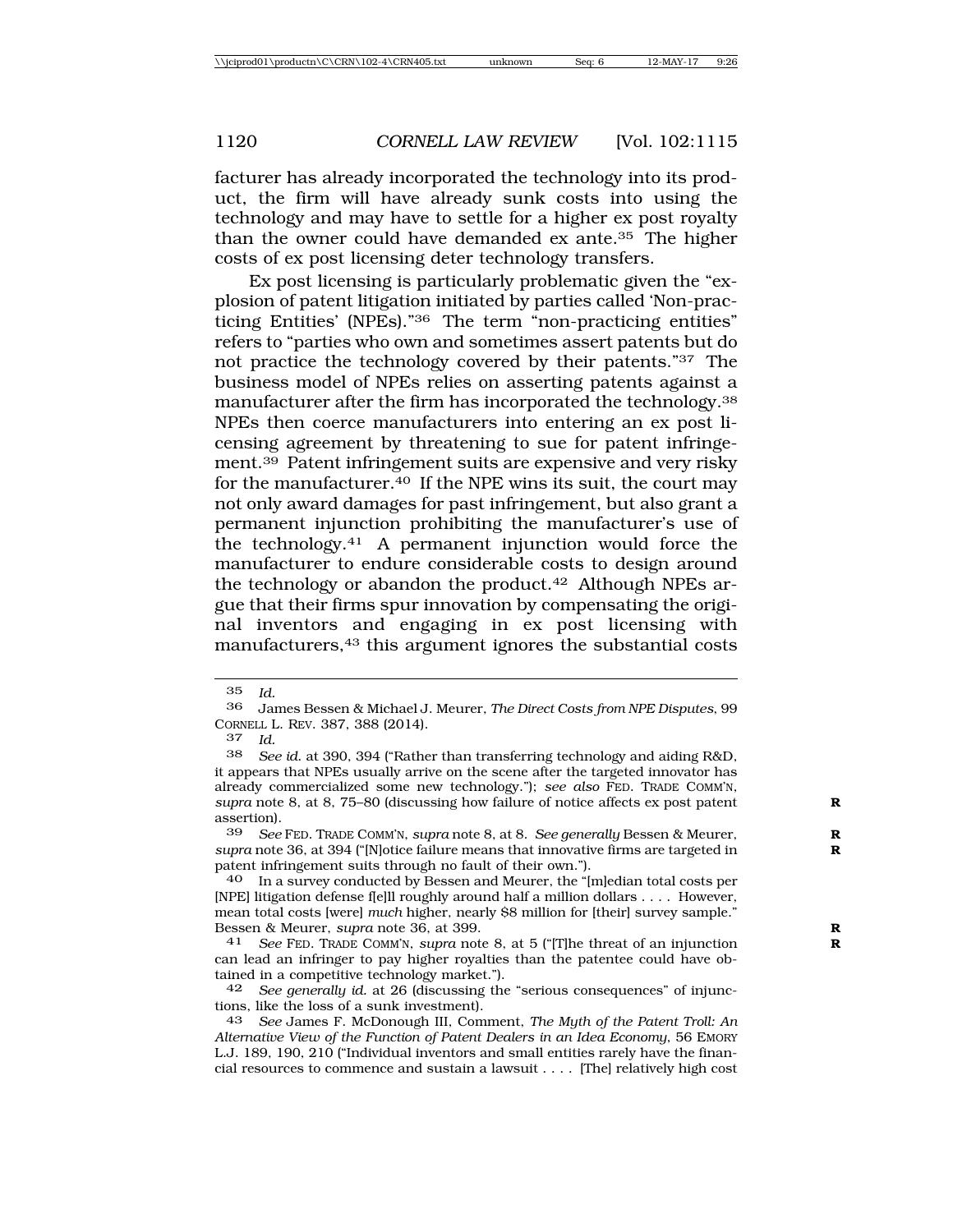facturer has already incorporated the technology into its product, the firm will have already sunk costs into using the technology and may have to settle for a higher ex post royalty than the owner could have demanded ex ante.[35] The higher costs of ex post licensing deter technology transfers.

Ex post licensing is particularly problematic given the "explosion of patent litigation initiated by parties called 'Non-practicing Entities' (NPEs)."[36] The term "non-practicing entities" refers to "parties who own and sometimes assert patents but do not practice the technology covered by their patents."[37] The business model of NPEs relies on asserting patents against a manufacturer after the firm has incorporated the technology.[38] NPEs then coerce manufacturers into entering an ex post licensing agreement by threatening to sue for patent infringement.[39] Patent infringement suits are expensive and very risky for the manufacturer.[40] If the NPE wins its suit, the court may not only award damages for past infringement, but also grant a permanent injunction prohibiting the manufacturer's use of the technology.[41] A permanent injunction would force the manufacturer to endure considerable costs to design around the technology or abandon the product.[42] Although NPEs argue that their firms spur innovation by compensating the original inventors and engaging in ex post licensing with manufacturers,[43] this argument ignores the substantial costs

---

35 *Id.*

36 James Bessen & Michael J. Meurer, *The Direct Costs from NPE Disputes*, 99 CORNELL L. REV. 387, 388 (2014).

37 *Id.*

38 *See id.* at 390, 394 ("Rather than transferring technology and aiding R&D, it appears that NPEs usually arrive on the scene after the targeted innovator has already commercialized some new technology."); *see also* FED. TRADE COMM'N, *supra* note 8, at 8, 75–80 (discussing how failure of notice affects ex post patent assertion).

39 *See* FED. TRADE COMM'N, *supra* note 8, at 8. *See generally* Bessen & Meurer, *supra* note 36, at 394 ("[N]otice failure means that innovative firms are targeted in patent infringement suits through no fault of their own.").

40 In a survey conducted by Bessen and Meurer, the "[m]edian total costs per [NPE] litigation defense f[e]ll roughly around half a million dollars . . . . However, mean total costs [were] *much* higher, nearly $8 million for [their] survey sample." Bessen & Meurer, *supra* note 36, at 399.

41 *See* FED. TRADE COMM'N, *supra* note 8, at 5 ("[T]he threat of an injunction can lead an infringer to pay higher royalties than the patentee could have obtained in a competitive technology market.").

42 *See generally id.* at 26 (discussing the "serious consequences" of injunctions, like the loss of a sunk investment).

43 *See* James F. McDonough III, Comment, *The Myth of the Patent Troll: An Alternative View of the Function of Patent Dealers in an Idea Economy*, 56 EMORY L.J. 189, 190, 210 ("Individual inventors and small entities rarely have the financial resources to commence and sustain a lawsuit . . . . [The] relatively high cost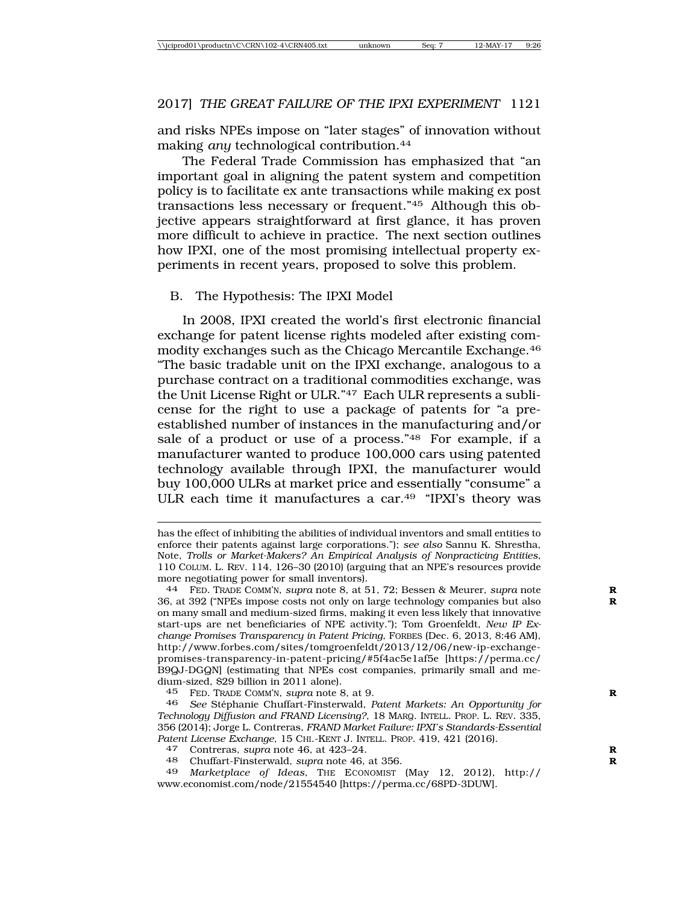and risks NPEs impose on "later stages" of innovation without making *any* technological contribution.[44]

The Federal Trade Commission has emphasized that "an important goal in aligning the patent system and competition policy is to facilitate ex ante transactions while making ex post transactions less necessary or frequent."[45] Although this objective appears straightforward at first glance, it has proven more difficult to achieve in practice. The next section outlines how IPXI, one of the most promising intellectual property experiments in recent years, proposed to solve this problem.

## B. The Hypothesis: The IPXI Model

In 2008, IPXI created the world's first electronic financial exchange for patent license rights modeled after existing commodity exchanges such as the Chicago Mercantile Exchange.[46] "The basic tradable unit on the IPXI exchange, analogous to a purchase contract on a traditional commodities exchange, was the Unit License Right or ULR."[47] Each ULR represents a sublicense for the right to use a package of patents for "a pre-established number of instances in the manufacturing and/or sale of a product or use of a process."[48] For example, if a manufacturer wanted to produce 100,000 cars using patented technology available through IPXI, the manufacturer would buy 100,000 ULRs at market price and essentially "consume" a ULR each time it manufactures a car.[49] "IPXI's theory was

---

has the effect of inhibiting the abilities of individual inventors and small entities to enforce their patents against large corporations."); *see also* Sannu K. Shrestha, Note, *Trolls or Market-Makers? An Empirical Analysis of Nonpracticing Entities*, 110 COLUM. L. REV. 114, 126–30 (2010) (arguing that an NPE's resources provide more negotiating power for small inventors).

44 FED. TRADE COMM'N, *supra* note 8, at 51, 72; Bessen & Meurer, *supra* note 36, at 392 ("NPEs impose costs not only on large technology companies but also on many small and medium-sized firms, making it even less likely that innovative start-ups are net beneficiaries of NPE activity."); Tom Groenfeldt, *New IP Exchange Promises Transparency in Patent Pricing*, FORBES (Dec. 6, 2013, 8:46 AM), http://www.forbes.com/sites/tomgroenfeldt/2013/12/06/new-ip-exchange-promises-transparency-in-patent-pricing/#5f4ac5e1af5e [https://perma.cc/B9QJ-DGQN] (estimating that NPEs cost companies, primarily small and medium-sized, $29 billion in 2011 alone).

45 FED. TRADE COMM'N, *supra* note 8, at 9.

46 *See* Stéphanie Chuffart-Finsterwald, *Patent Markets: An Opportunity for Technology Diffusion and FRAND Licensing?*, 18 MARQ. INTELL. PROP. L. REV. 335, 356 (2014); Jorge L. Contreras, *FRAND Market Failure: IPXI's Standards-Essential Patent License Exchange*, 15 CHI.-KENT J. INTELL. PROP. 419, 421 (2016).

47 Contreras, *supra* note 46, at 423–24.

48 Chuffart-Finsterwald, *supra* note 46, at 356.

49 *Marketplace of Ideas*, THE ECONOMIST (May 12, 2012), http://www.economist.com/node/21554540 [https://perma.cc/68PD-3DUW].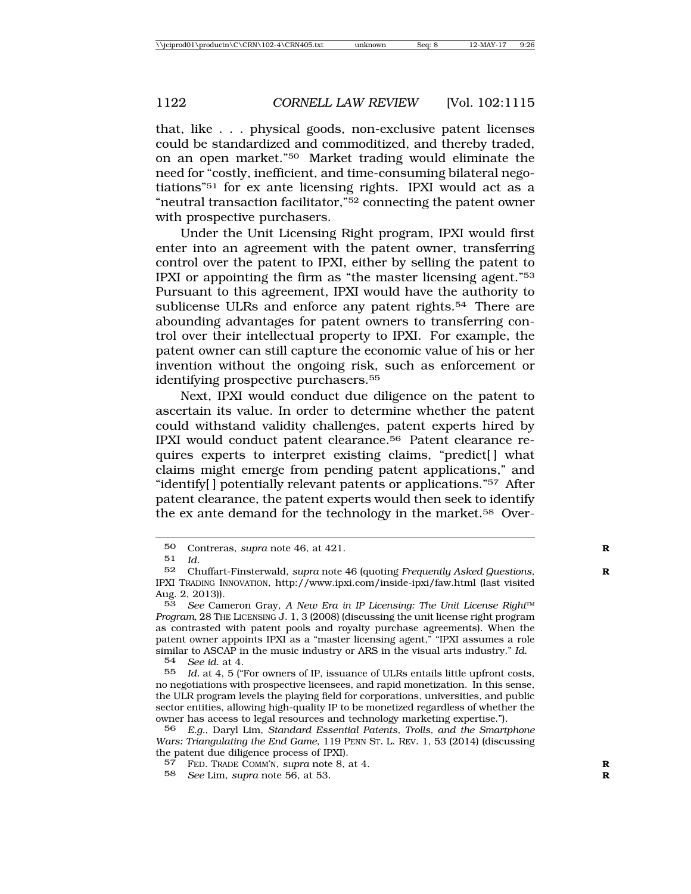that, like . . . physical goods, non-exclusive patent licenses could be standardized and commoditized, and thereby traded, on an open market."[50] Market trading would eliminate the need for "costly, inefficient, and time-consuming bilateral negotiations"[51] for ex ante licensing rights. IPXI would act as a "neutral transaction facilitator,"[52] connecting the patent owner with prospective purchasers.

Under the Unit Licensing Right program, IPXI would first enter into an agreement with the patent owner, transferring control over the patent to IPXI, either by selling the patent to IPXI or appointing the firm as "the master licensing agent."[53] Pursuant to this agreement, IPXI would have the authority to sublicense ULRs and enforce any patent rights.[54] There are abounding advantages for patent owners to transferring control over their intellectual property to IPXI. For example, the patent owner can still capture the economic value of his or her invention without the ongoing risk, such as enforcement or identifying prospective purchasers.[55]

Next, IPXI would conduct due diligence on the patent to ascertain its value. In order to determine whether the patent could withstand validity challenges, patent experts hired by IPXI would conduct patent clearance.[56] Patent clearance requires experts to interpret existing claims, "predict[ ] what claims might emerge from pending patent applications," and "identify[ ] potentially relevant patents or applications."[57] After patent clearance, the patent experts would then seek to identify the ex ante demand for the technology in the market.[58] Over-

---

50 Contreras, *supra* note 46, at 421.

51 *Id.*

52 Chuffart-Finsterwald, *supra* note 46 (quoting *Frequently Asked Questions*, IPXI TRADING INNOVATION, http://www.ipxi.com/inside-ipxi/faw.html (last visited Aug. 2, 2013)).

53 *See* Cameron Gray, *A New Era in IP Licensing: The Unit License Right™ Program*, 28 THE LICENSING J. 1, 3 (2008) (discussing the unit license right program as contrasted with patent pools and royalty purchase agreements). When the patent owner appoints IPXI as a "master licensing agent," "IPXI assumes a role similar to ASCAP in the music industry or ARS in the visual arts industry." *Id.*

54 *See id.* at 4.

55 *Id.* at 4, 5 ("For owners of IP, issuance of ULRs entails little upfront costs, no negotiations with prospective licensees, and rapid monetization. In this sense, the ULR program levels the playing field for corporations, universities, and public sector entities, allowing high-quality IP to be monetized regardless of whether the owner has access to legal resources and technology marketing expertise.").

56 *E.g.*, Daryl Lim, *Standard Essential Patents, Trolls, and the Smartphone Wars: Triangulating the End Game*, 119 PENN ST. L. REV. 1, 53 (2014) (discussing the patent due diligence process of IPXI).

57 FED. TRADE COMM'N, *supra* note 8, at 4.

58 *See* Lim, *supra* note 56, at 53.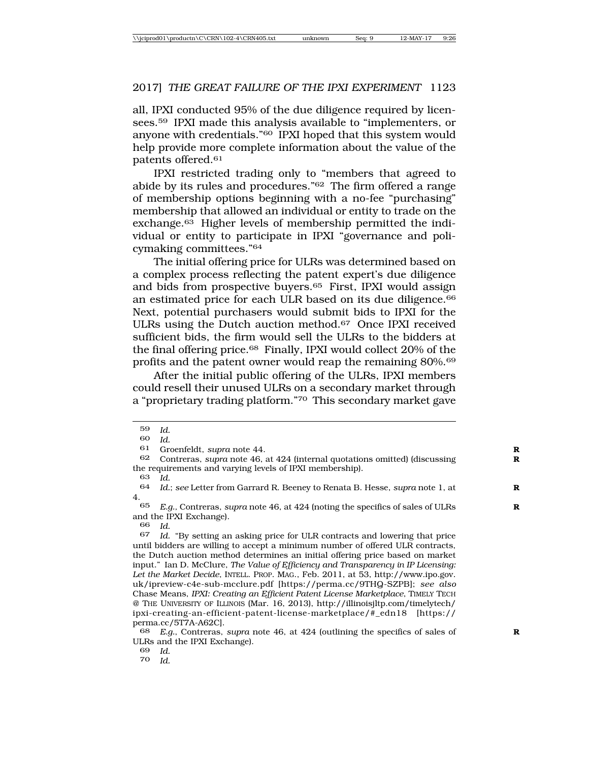all, IPXI conducted 95% of the due diligence required by licensees.[59] IPXI made this analysis available to "implementers, or anyone with credentials."[60] IPXI hoped that this system would help provide more complete information about the value of the patents offered.[61]

IPXI restricted trading only to "members that agreed to abide by its rules and procedures."[62] The firm offered a range of membership options beginning with a no-fee "purchasing" membership that allowed an individual or entity to trade on the exchange.[63] Higher levels of membership permitted the individual or entity to participate in IPXI "governance and policymaking committees."[64]

The initial offering price for ULRs was determined based on a complex process reflecting the patent expert's due diligence and bids from prospective buyers.[65] First, IPXI would assign an estimated price for each ULR based on its due diligence.[66] Next, potential purchasers would submit bids to IPXI for the ULRs using the Dutch auction method.[67] Once IPXI received sufficient bids, the firm would sell the ULRs to the bidders at the final offering price.[68] Finally, IPXI would collect 20% of the profits and the patent owner would reap the remaining 80%.[69]

After the initial public offering of the ULRs, IPXI members could resell their unused ULRs on a secondary market through a "proprietary trading platform."[70] This secondary market gave

---

59 *Id.*

60 *Id.*

61 Groenfeldt, *supra* note 44.

62 Contreras, *supra* note 46, at 424 (internal quotations omitted) (discussing the requirements and varying levels of IPXI membership).

63 *Id.*

64 *Id.*; *see* Letter from Garrard R. Beeney to Renata B. Hesse, *supra* note 1, at 4.

65 *E.g.*, Contreras, *supra* note 46, at 424 (noting the specifics of sales of ULRs and the IPXI Exchange).

66 *Id.*

67 *Id.* "By setting an asking price for ULR contracts and lowering that price until bidders are willing to accept a minimum number of offered ULR contracts, the Dutch auction method determines an initial offering price based on market input." Ian D. McClure, *The Value of Efficiency and Transparency in IP Licensing: Let the Market Decide*, INTELL. PROP. MAG., Feb. 2011, at 53, http://www.ipo.gov.uk/ipreview-c4e-sub-mcclure.pdf [https://perma.cc/9THQ-SZPB]; *see also* Chase Means, *IPXI: Creating an Efficient Patent License Marketplace*, TIMELY TECH @ THE UNIVERSITY OF ILLINOIS (Mar. 16, 2013), http://illinoisjltp.com/timelytech/ipxi-creating-an-efficient-patent-license-marketplace/#_edn18 [https://perma.cc/5T7A-A62C].

68 *E.g.*, Contreras, *supra* note 46, at 424 (outlining the specifics of sales of ULRs and the IPXI Exchange).

69 *Id.*

70 *Id.*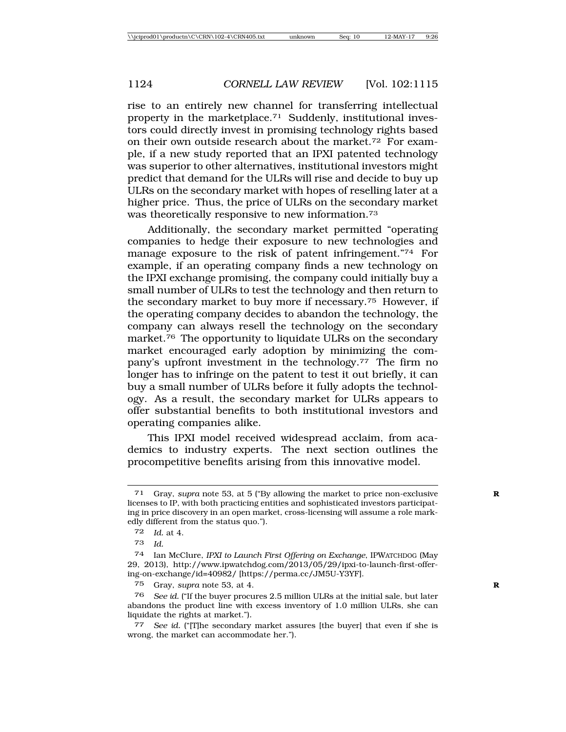rise to an entirely new channel for transferring intellectual property in the marketplace.[71] Suddenly, institutional investors could directly invest in promising technology rights based on their own outside research about the market.[72] For example, if a new study reported that an IPXI patented technology was superior to other alternatives, institutional investors might predict that demand for the ULRs will rise and decide to buy up ULRs on the secondary market with hopes of reselling later at a higher price. Thus, the price of ULRs on the secondary market was theoretically responsive to new information.[73]

Additionally, the secondary market permitted "operating companies to hedge their exposure to new technologies and manage exposure to the risk of patent infringement."[74] For example, if an operating company finds a new technology on the IPXI exchange promising, the company could initially buy a small number of ULRs to test the technology and then return to the secondary market to buy more if necessary.[75] However, if the operating company decides to abandon the technology, the company can always resell the technology on the secondary market.[76] The opportunity to liquidate ULRs on the secondary market encouraged early adoption by minimizing the company's upfront investment in the technology.[77] The firm no longer has to infringe on the patent to test it out briefly, it can buy a small number of ULRs before it fully adopts the technology. As a result, the secondary market for ULRs appears to offer substantial benefits to both institutional investors and operating companies alike.

This IPXI model received widespread acclaim, from academics to industry experts. The next section outlines the procompetitive benefits arising from this innovative model.

---

71 Gray, *supra* note 53, at 5 ("By allowing the market to price non-exclusive licenses to IP, with both practicing entities and sophisticated investors participating in price discovery in an open market, cross-licensing will assume a role markedly different from the status quo.").

72 *Id.* at 4.

73 *Id.*

74 Ian McClure, *IPXI to Launch First Offering on Exchange*, IPWATCHDOG (May 29, 2013), http://www.ipwatchdog.com/2013/05/29/ipxi-to-launch-first-offering-on-exchange/id=40982/ [https://perma.cc/JM5U-Y3YF].

75 Gray, *supra* note 53, at 4.

76 *See id.* ("If the buyer procures 2.5 million ULRs at the initial sale, but later abandons the product line with excess inventory of 1.0 million ULRs, she can liquidate the rights at market.").

77 *See id.* ("[T]he secondary market assures [the buyer] that even if she is wrong, the market can accommodate her.").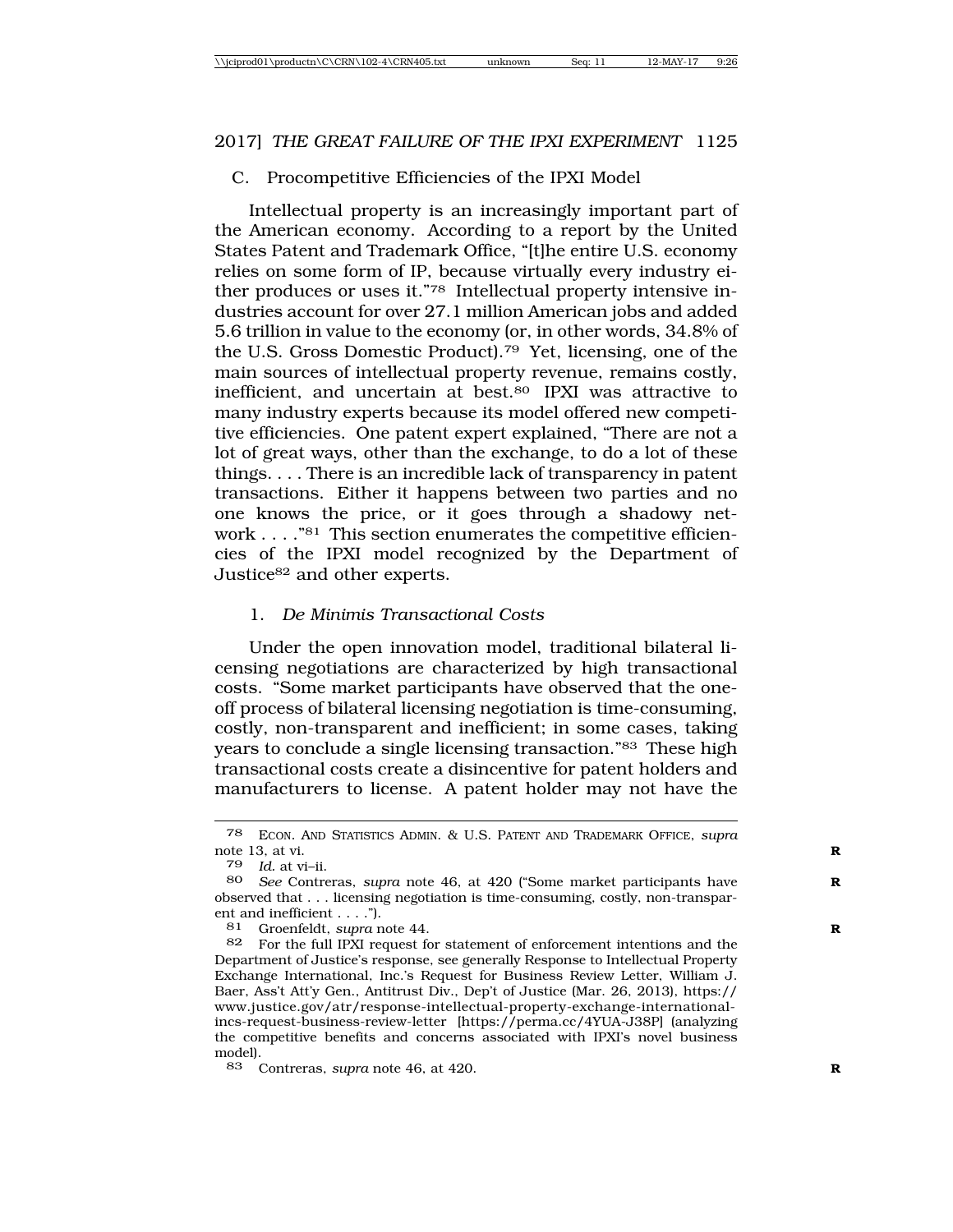### C. Procompetitive Efficiencies of the IPXI Model

Intellectual property is an increasingly important part of the American economy. According to a report by the United States Patent and Trademark Office, "[t]he entire U.S. economy relies on some form of IP, because virtually every industry either produces or uses it."[78] Intellectual property intensive industries account for over 27.1 million American jobs and added 5.6 trillion in value to the economy (or, in other words, 34.8% of the U.S. Gross Domestic Product).[79] Yet, licensing, one of the main sources of intellectual property revenue, remains costly, inefficient, and uncertain at best.[80] IPXI was attractive to many industry experts because its model offered new competitive efficiencies. One patent expert explained, "There are not a lot of great ways, other than the exchange, to do a lot of these things. . . . There is an incredible lack of transparency in patent transactions. Either it happens between two parties and no one knows the price, or it goes through a shadowy network . . . ."[81] This section enumerates the competitive efficiencies of the IPXI model recognized by the Department of Justice[82] and other experts.

#### 1. *De Minimis Transactional Costs*

Under the open innovation model, traditional bilateral licensing negotiations are characterized by high transactional costs. "Some market participants have observed that the one-off process of bilateral licensing negotiation is time-consuming, costly, non-transparent and inefficient; in some cases, taking years to conclude a single licensing transaction."[83] These high transactional costs create a disincentive for patent holders and manufacturers to license. A patent holder may not have the

---

78 ECON. AND STATISTICS ADMIN. & U.S. PATENT AND TRADEMARK OFFICE, *supra* note 13, at vi.

79 *Id.* at vi–ii.

80 *See* Contreras, *supra* note 46, at 420 ("Some market participants have observed that . . . licensing negotiation is time-consuming, costly, non-transparent and inefficient . . . .").

81 Groenfeldt, *supra* note 44.

82 For the full IPXI request for statement of enforcement intentions and the Department of Justice's response, see generally Response to Intellectual Property Exchange International, Inc.'s Request for Business Review Letter, William J. Baer, Ass't Att'y Gen., Antitrust Div., Dep't of Justice (Mar. 26, 2013), https://www.justice.gov/atr/response-intellectual-property-exchange-international-incs-request-business-review-letter [https://perma.cc/4YUA-J38P] (analyzing the competitive benefits and concerns associated with IPXI's novel business model).

83 Contreras, *supra* note 46, at 420.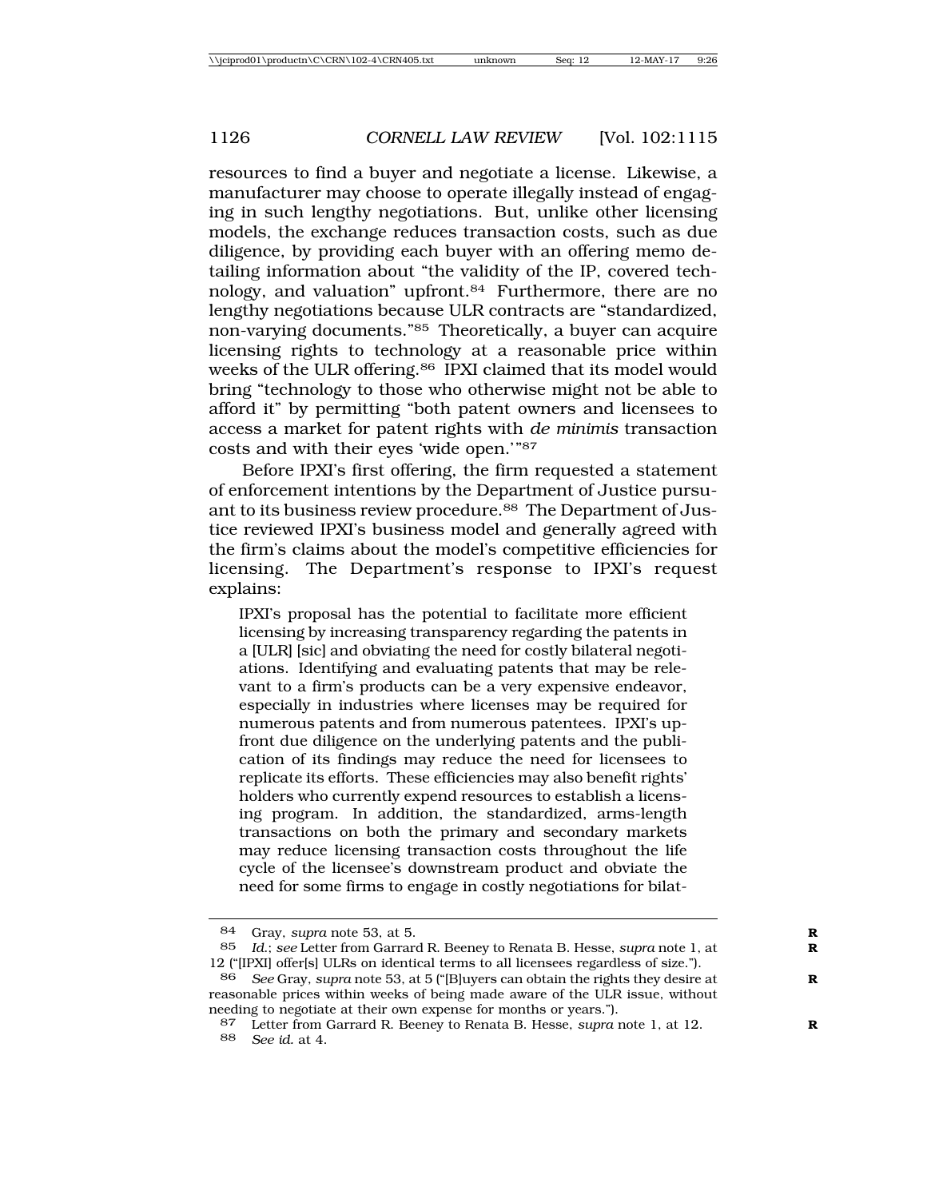resources to find a buyer and negotiate a license. Likewise, a manufacturer may choose to operate illegally instead of engaging in such lengthy negotiations. But, unlike other licensing models, the exchange reduces transaction costs, such as due diligence, by providing each buyer with an offering memo detailing information about "the validity of the IP, covered technology, and valuation" upfront.[84] Furthermore, there are no lengthy negotiations because ULR contracts are "standardized, non-varying documents."[85] Theoretically, a buyer can acquire licensing rights to technology at a reasonable price within weeks of the ULR offering.[86] IPXI claimed that its model would bring "technology to those who otherwise might not be able to afford it" by permitting "both patent owners and licensees to access a market for patent rights with *de minimis* transaction costs and with their eyes 'wide open.'"[87]

Before IPXI's first offering, the firm requested a statement of enforcement intentions by the Department of Justice pursuant to its business review procedure.[88] The Department of Justice reviewed IPXI's business model and generally agreed with the firm's claims about the model's competitive efficiencies for licensing. The Department's response to IPXI's request explains:

> IPXI's proposal has the potential to facilitate more efficient licensing by increasing transparency regarding the patents in a [ULR] [sic] and obviating the need for costly bilateral negotiations. Identifying and evaluating patents that may be relevant to a firm's products can be a very expensive endeavor, especially in industries where licenses may be required for numerous patents and from numerous patentees. IPXI's upfront due diligence on the underlying patents and the publication of its findings may reduce the need for licensees to replicate its efforts. These efficiencies may also benefit rights' holders who currently expend resources to establish a licensing program. In addition, the standardized, arms-length transactions on both the primary and secondary markets may reduce licensing transaction costs throughout the life cycle of the licensee's downstream product and obviate the need for some firms to engage in costly negotiations for bilat-

---

84 Gray, *supra* note 53, at 5.

85 *Id.*; *see* Letter from Garrard R. Beeney to Renata B. Hesse, *supra* note 1, at 12 ("[IPXI] offer[s] ULRs on identical terms to all licensees regardless of size.").

86 *See* Gray, *supra* note 53, at 5 ("[B]uyers can obtain the rights they desire at reasonable prices within weeks of being made aware of the ULR issue, without needing to negotiate at their own expense for months or years.").

87 Letter from Garrard R. Beeney to Renata B. Hesse, *supra* note 1, at 12.

88 *See id.* at 4.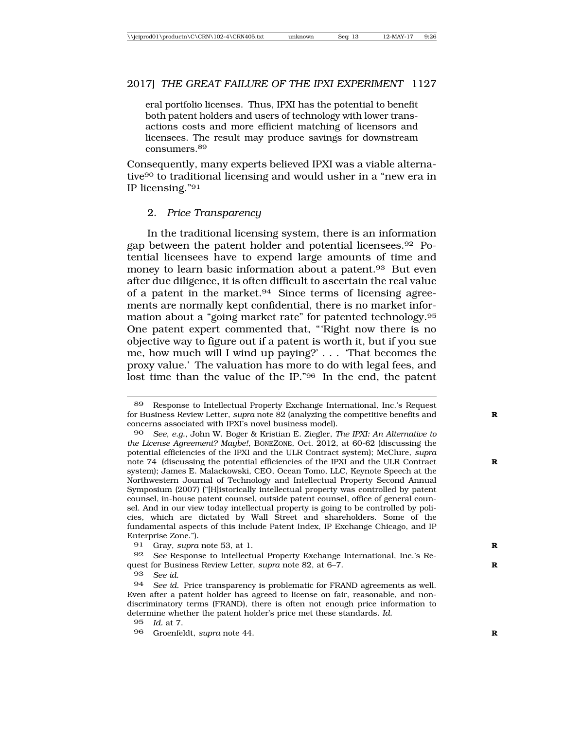eral portfolio licenses. Thus, IPXI has the potential to benefit both patent holders and users of technology with lower transactions costs and more efficient matching of licensors and licensees. The result may produce savings for downstream consumers.[89]

Consequently, many experts believed IPXI was a viable alternative[90] to traditional licensing and would usher in a "new era in IP licensing."[91]

### 2. *Price Transparency*

In the traditional licensing system, there is an information gap between the patent holder and potential licensees.[92] Potential licensees have to expend large amounts of time and money to learn basic information about a patent.[93] But even after due diligence, it is often difficult to ascertain the real value of a patent in the market.[94] Since terms of licensing agreements are normally kept confidential, there is no market information about a "going market rate" for patented technology.[95] One patent expert commented that, "'Right now there is no objective way to figure out if a patent is worth it, but if you sue me, how much will I wind up paying?' . . . 'That becomes the proxy value.' The valuation has more to do with legal fees, and lost time than the value of the IP."[96] In the end, the patent

---

89 Response to Intellectual Property Exchange International, Inc.'s Request for Business Review Letter, *supra* note 82 (analyzing the competitive benefits and concerns associated with IPXI's novel business model).

90 *See, e.g.*, John W. Boger & Kristian E. Ziegler, *The IPXI: An Alternative to the License Agreement? Maybe!*, BONEZONE, Oct. 2012, at 60-62 (discussing the potential efficiencies of the IPXI and the ULR Contract system); McClure, *supra* note 74 (discussing the potential efficiencies of the IPXI and the ULR Contract system); James E. Malackowski, CEO, Ocean Tomo, LLC, Keynote Speech at the Northwestern Journal of Technology and Intellectual Property Second Annual Symposium (2007) ("[H]istorically intellectual property was controlled by patent counsel, in-house patent counsel, outside patent counsel, office of general counsel. And in our view today intellectual property is going to be controlled by policies, which are dictated by Wall Street and shareholders. Some of the fundamental aspects of this include Patent Index, IP Exchange Chicago, and IP Enterprise Zone.").

91 Gray, *supra* note 53, at 1.

92 *See* Response to Intellectual Property Exchange International, Inc.'s Request for Business Review Letter, *supra* note 82, at 6–7.

93 *See id.*

94 *See id.* Price transparency is problematic for FRAND agreements as well. Even after a patent holder has agreed to license on fair, reasonable, and non-discriminatory terms (FRAND), there is often not enough price information to determine whether the patent holder's price met these standards. *Id.*

95 *Id.* at 7.

96 Groenfeldt, *supra* note 44.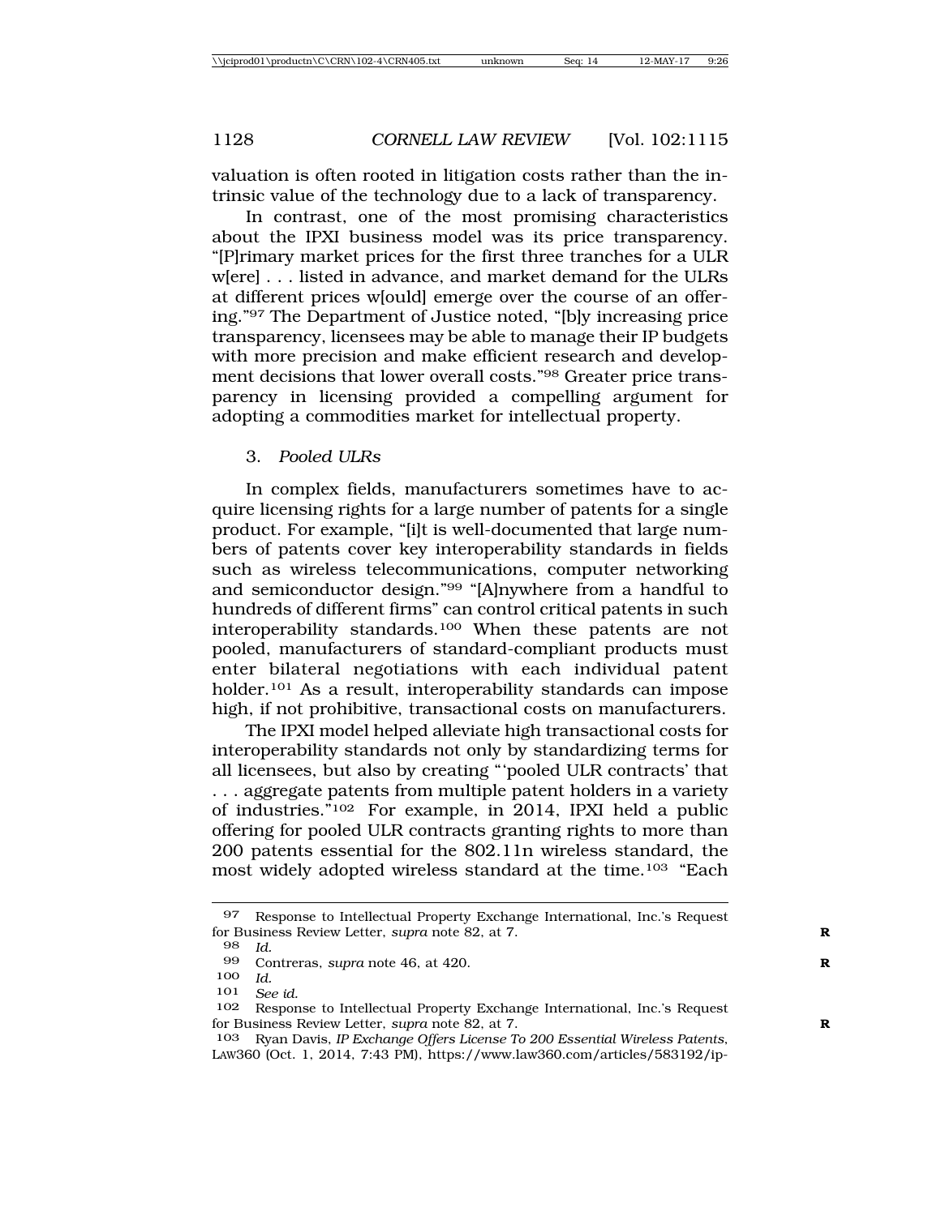valuation is often rooted in litigation costs rather than the intrinsic value of the technology due to a lack of transparency.

In contrast, one of the most promising characteristics about the IPXI business model was its price transparency. "[P]rimary market prices for the first three tranches for a ULR w[ere] . . . listed in advance, and market demand for the ULRs at different prices w[ould] emerge over the course of an offering."[97] The Department of Justice noted, "[b]y increasing price transparency, licensees may be able to manage their IP budgets with more precision and make efficient research and development decisions that lower overall costs."[98] Greater price transparency in licensing provided a compelling argument for adopting a commodities market for intellectual property.

3. *Pooled ULRs*

In complex fields, manufacturers sometimes have to acquire licensing rights for a large number of patents for a single product. For example, "[i]t is well-documented that large numbers of patents cover key interoperability standards in fields such as wireless telecommunications, computer networking and semiconductor design."[99] "[A]nywhere from a handful to hundreds of different firms" can control critical patents in such interoperability standards.[100] When these patents are not pooled, manufacturers of standard-compliant products must enter bilateral negotiations with each individual patent holder.[101] As a result, interoperability standards can impose high, if not prohibitive, transactional costs on manufacturers.

The IPXI model helped alleviate high transactional costs for interoperability standards not only by standardizing terms for all licensees, but also by creating "'pooled ULR contracts' that . . . aggregate patents from multiple patent holders in a variety of industries."[102] For example, in 2014, IPXI held a public offering for pooled ULR contracts granting rights to more than 200 patents essential for the 802.11n wireless standard, the most widely adopted wireless standard at the time.[103] "Each

---

97 Response to Intellectual Property Exchange International, Inc.'s Request for Business Review Letter, *supra* note 82, at 7.

98 *Id.*

99 Contreras, *supra* note 46, at 420.

100 *Id.*

101 *See id.*

102 Response to Intellectual Property Exchange International, Inc.'s Request for Business Review Letter, *supra* note 82, at 7.

103 Ryan Davis, *IP Exchange Offers License To 200 Essential Wireless Patents*, LAW360 (Oct. 1, 2014, 7:43 PM), https://www.law360.com/articles/583192/ip-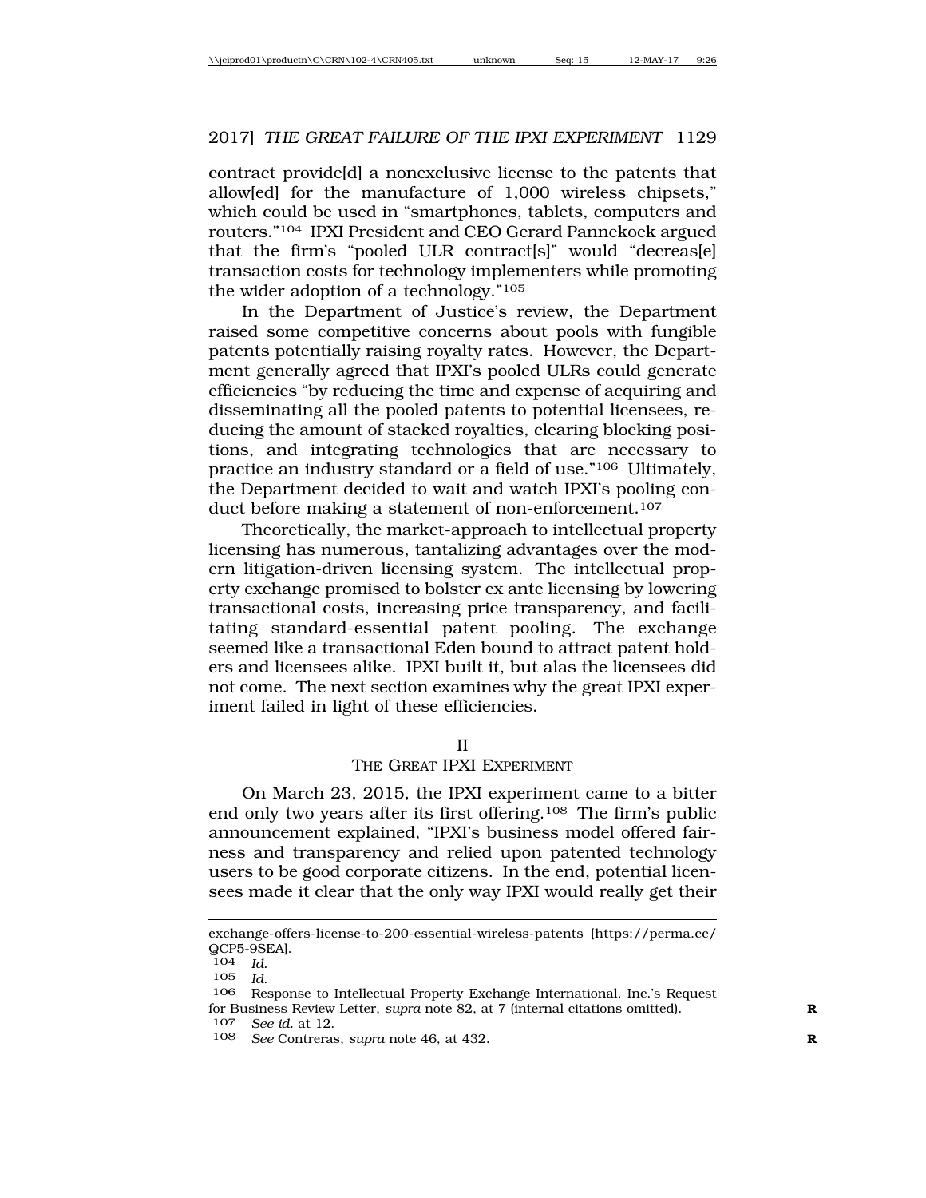contract provide[d] a nonexclusive license to the patents that allow[ed] for the manufacture of 1,000 wireless chipsets," which could be used in "smartphones, tablets, computers and routers."[104] IPXI President and CEO Gerard Pannekoek argued that the firm's "pooled ULR contract[s]" would "decreas[e] transaction costs for technology implementers while promoting the wider adoption of a technology."[105]

In the Department of Justice's review, the Department raised some competitive concerns about pools with fungible patents potentially raising royalty rates. However, the Department generally agreed that IPXI's pooled ULRs could generate efficiencies "by reducing the time and expense of acquiring and disseminating all the pooled patents to potential licensees, reducing the amount of stacked royalties, clearing blocking positions, and integrating technologies that are necessary to practice an industry standard or a field of use."[106] Ultimately, the Department decided to wait and watch IPXI's pooling conduct before making a statement of non-enforcement.[107]

Theoretically, the market-approach to intellectual property licensing has numerous, tantalizing advantages over the modern litigation-driven licensing system. The intellectual property exchange promised to bolster ex ante licensing by lowering transactional costs, increasing price transparency, and facilitating standard-essential patent pooling. The exchange seemed like a transactional Eden bound to attract patent holders and licensees alike. IPXI built it, but alas the licensees did not come. The next section examines why the great IPXI experiment failed in light of these efficiencies.

## II
## THE GREAT IPXI EXPERIMENT

On March 23, 2015, the IPXI experiment came to a bitter end only two years after its first offering.[108] The firm's public announcement explained, "IPXI's business model offered fairness and transparency and relied upon patented technology users to be good corporate citizens. In the end, potential licensees made it clear that the only way IPXI would really get their

---

exchange-offers-license-to-200-essential-wireless-patents [https://perma.cc/QCP5-9SEA].

104 *Id.*

105 *Id.*

106 Response to Intellectual Property Exchange International, Inc.'s Request for Business Review Letter, *supra* note 82, at 7 (internal citations omitted).

107 *See id.* at 12.

108 *See* Contreras, *supra* note 46, at 432.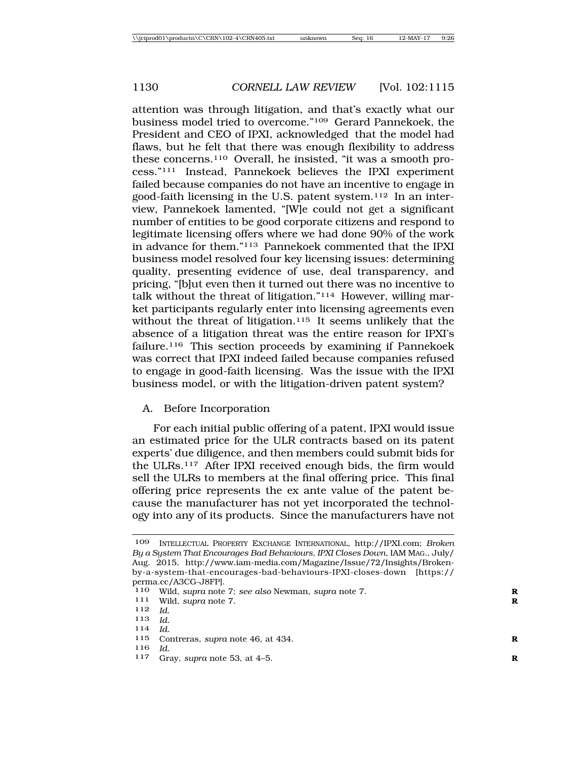attention was through litigation, and that's exactly what our business model tried to overcome."[109] Gerard Pannekoek, the President and CEO of IPXI, acknowledged that the model had flaws, but he felt that there was enough flexibility to address these concerns.[110] Overall, he insisted, "it was a smooth process."[111] Instead, Pannekoek believes the IPXI experiment failed because companies do not have an incentive to engage in good-faith licensing in the U.S. patent system.[112] In an interview, Pannekoek lamented, "[W]e could not get a significant number of entities to be good corporate citizens and respond to legitimate licensing offers where we had done 90% of the work in advance for them."[113] Pannekoek commented that the IPXI business model resolved four key licensing issues: determining quality, presenting evidence of use, deal transparency, and pricing, "[b]ut even then it turned out there was no incentive to talk without the threat of litigation."[114] However, willing market participants regularly enter into licensing agreements even without the threat of litigation.[115] It seems unlikely that the absence of a litigation threat was the entire reason for IPXI's failure.[116] This section proceeds by examining if Pannekoek was correct that IPXI indeed failed because companies refused to engage in good-faith licensing. Was the issue with the IPXI business model, or with the litigation-driven patent system?

## A. Before Incorporation

For each initial public offering of a patent, IPXI would issue an estimated price for the ULR contracts based on its patent experts' due diligence, and then members could submit bids for the ULRs.[117] After IPXI received enough bids, the firm would sell the ULRs to members at the final offering price. This final offering price represents the ex ante value of the patent because the manufacturer has not yet incorporated the technology into any of its products. Since the manufacturers have not

---

109 INTELLECTUAL PROPERTY EXCHANGE INTERNATIONAL, http://IPXI.com; *Broken By a System That Encourages Bad Behaviours, IPXI Closes Down*, IAM MAG., July/Aug. 2015, http://www.iam-media.com/Magazine/Issue/72/Insights/Broken-by-a-system-that-encourages-bad-behaviours-IPXI-closes-down [https://perma.cc/A3CG-J8FP].

110 Wild, *supra* note 7; *see also* Newman, *supra* note 7.

111 Wild, *supra* note 7.

112 *Id.*

113 *Id.*

114 *Id.*

115 Contreras, *supra* note 46, at 434.

116 *Id.*

117 Gray, *supra* note 53, at 4–5.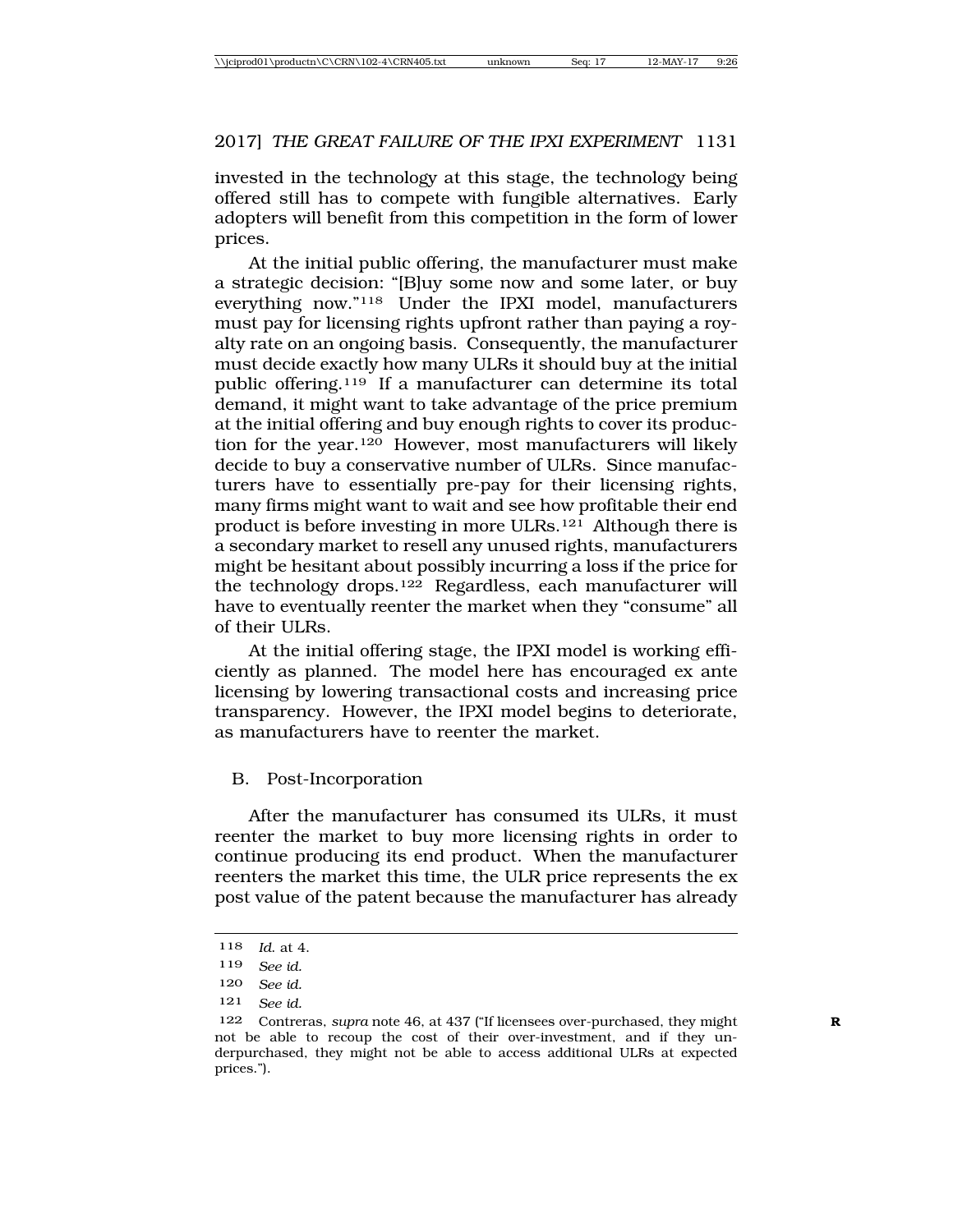invested in the technology at this stage, the technology being offered still has to compete with fungible alternatives. Early adopters will benefit from this competition in the form of lower prices.

At the initial public offering, the manufacturer must make a strategic decision: "[B]uy some now and some later, or buy everything now."[118] Under the IPXI model, manufacturers must pay for licensing rights upfront rather than paying a royalty rate on an ongoing basis. Consequently, the manufacturer must decide exactly how many ULRs it should buy at the initial public offering.[119] If a manufacturer can determine its total demand, it might want to take advantage of the price premium at the initial offering and buy enough rights to cover its production for the year.[120] However, most manufacturers will likely decide to buy a conservative number of ULRs. Since manufacturers have to essentially pre-pay for their licensing rights, many firms might want to wait and see how profitable their end product is before investing in more ULRs.[121] Although there is a secondary market to resell any unused rights, manufacturers might be hesitant about possibly incurring a loss if the price for the technology drops.[122] Regardless, each manufacturer will have to eventually reenter the market when they "consume" all of their ULRs.

At the initial offering stage, the IPXI model is working efficiently as planned. The model here has encouraged ex ante licensing by lowering transactional costs and increasing price transparency. However, the IPXI model begins to deteriorate, as manufacturers have to reenter the market.

## B. Post-Incorporation

After the manufacturer has consumed its ULRs, it must reenter the market to buy more licensing rights in order to continue producing its end product. When the manufacturer reenters the market this time, the ULR price represents the ex post value of the patent because the manufacturer has already

---

118 *Id.* at 4.

119 *See id.*

120 *See id.*

121 *See id.*

122 Contreras, *supra* note 46, at 437 ("If licensees over-purchased, they might not be able to recoup the cost of their over-investment, and if they underpurchased, they might not be able to access additional ULRs at expected prices.").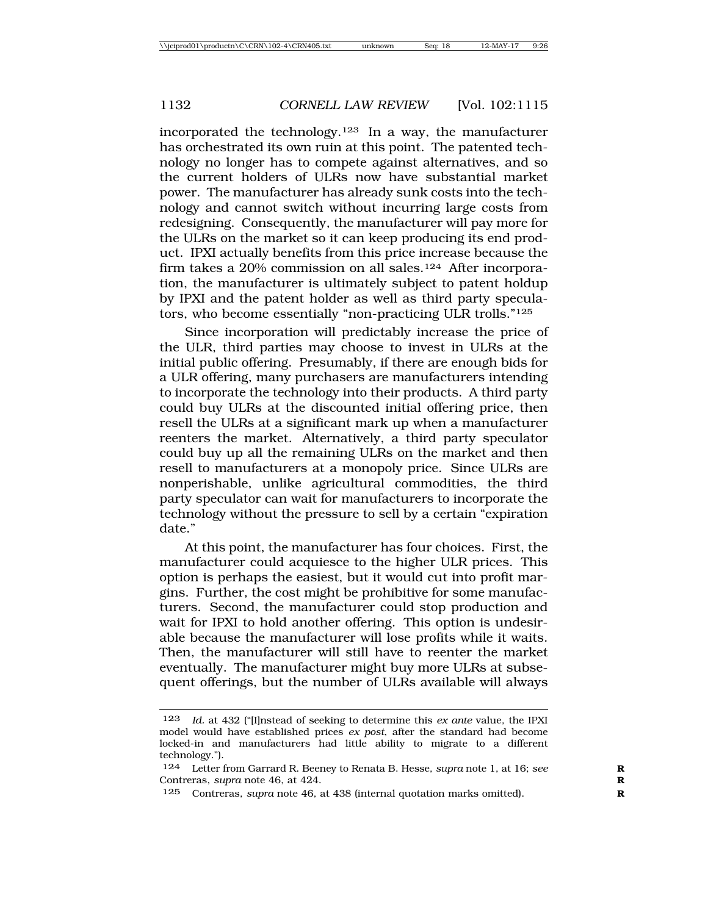incorporated the technology.[123] In a way, the manufacturer has orchestrated its own ruin at this point. The patented technology no longer has to compete against alternatives, and so the current holders of ULRs now have substantial market power. The manufacturer has already sunk costs into the technology and cannot switch without incurring large costs from redesigning. Consequently, the manufacturer will pay more for the ULRs on the market so it can keep producing its end product. IPXI actually benefits from this price increase because the firm takes a 20% commission on all sales.[124] After incorporation, the manufacturer is ultimately subject to patent holdup by IPXI and the patent holder as well as third party speculators, who become essentially "non-practicing ULR trolls."[125]

Since incorporation will predictably increase the price of the ULR, third parties may choose to invest in ULRs at the initial public offering. Presumably, if there are enough bids for a ULR offering, many purchasers are manufacturers intending to incorporate the technology into their products. A third party could buy ULRs at the discounted initial offering price, then resell the ULRs at a significant mark up when a manufacturer reenters the market. Alternatively, a third party speculator could buy up all the remaining ULRs on the market and then resell to manufacturers at a monopoly price. Since ULRs are nonperishable, unlike agricultural commodities, the third party speculator can wait for manufacturers to incorporate the technology without the pressure to sell by a certain "expiration date."

At this point, the manufacturer has four choices. First, the manufacturer could acquiesce to the higher ULR prices. This option is perhaps the easiest, but it would cut into profit margins. Further, the cost might be prohibitive for some manufacturers. Second, the manufacturer could stop production and wait for IPXI to hold another offering. This option is undesirable because the manufacturer will lose profits while it waits. Then, the manufacturer will still have to reenter the market eventually. The manufacturer might buy more ULRs at subsequent offerings, but the number of ULRs available will always

---

[123] *Id.* at 432 ("[I]nstead of seeking to determine this *ex ante* value, the IPXI model would have established prices *ex post*, after the standard had become locked-in and manufacturers had little ability to migrate to a different technology.").

[124] Letter from Garrard R. Beeney to Renata B. Hesse, *supra* note 1, at 16; *see* Contreras, *supra* note 46, at 424.

[125] Contreras, *supra* note 46, at 438 (internal quotation marks omitted).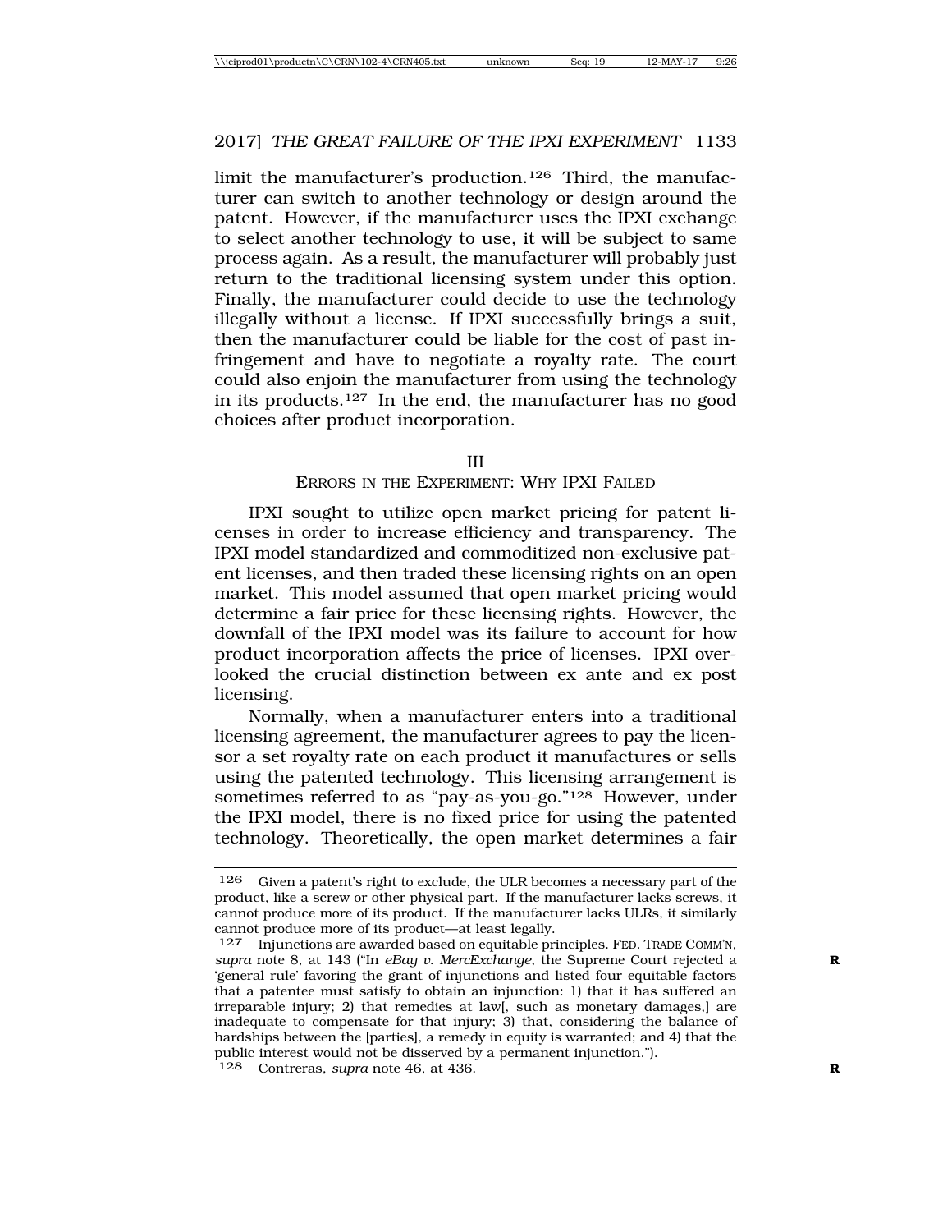limit the manufacturer's production.[126] Third, the manufacturer can switch to another technology or design around the patent. However, if the manufacturer uses the IPXI exchange to select another technology to use, it will be subject to same process again. As a result, the manufacturer will probably just return to the traditional licensing system under this option. Finally, the manufacturer could decide to use the technology illegally without a license. If IPXI successfully brings a suit, then the manufacturer could be liable for the cost of past infringement and have to negotiate a royalty rate. The court could also enjoin the manufacturer from using the technology in its products.[127] In the end, the manufacturer has no good choices after product incorporation.

## III
## ERRORS IN THE EXPERIMENT: WHY IPXI FAILED

IPXI sought to utilize open market pricing for patent licenses in order to increase efficiency and transparency. The IPXI model standardized and commoditized non-exclusive patent licenses, and then traded these licensing rights on an open market. This model assumed that open market pricing would determine a fair price for these licensing rights. However, the downfall of the IPXI model was its failure to account for how product incorporation affects the price of licenses. IPXI overlooked the crucial distinction between ex ante and ex post licensing.

Normally, when a manufacturer enters into a traditional licensing agreement, the manufacturer agrees to pay the licensor a set royalty rate on each product it manufactures or sells using the patented technology. This licensing arrangement is sometimes referred to as "pay-as-you-go."[128] However, under the IPXI model, there is no fixed price for using the patented technology. Theoretically, the open market determines a fair

---

[126] Given a patent's right to exclude, the ULR becomes a necessary part of the product, like a screw or other physical part. If the manufacturer lacks screws, it cannot produce more of its product. If the manufacturer lacks ULRs, it similarly cannot produce more of its product—at least legally.

[127] Injunctions are awarded based on equitable principles. FED. TRADE COMM'N, *supra* note 8, at 143 ("In *eBay v. MercExchange*, the Supreme Court rejected a 'general rule' favoring the grant of injunctions and listed four equitable factors that a patentee must satisfy to obtain an injunction: 1) that it has suffered an irreparable injury; 2) that remedies at law[, such as monetary damages,] are inadequate to compensate for that injury; 3) that, considering the balance of hardships between the [parties], a remedy in equity is warranted; and 4) that the public interest would not be disserved by a permanent injunction.").

[128] Contreras, *supra* note 46, at 436.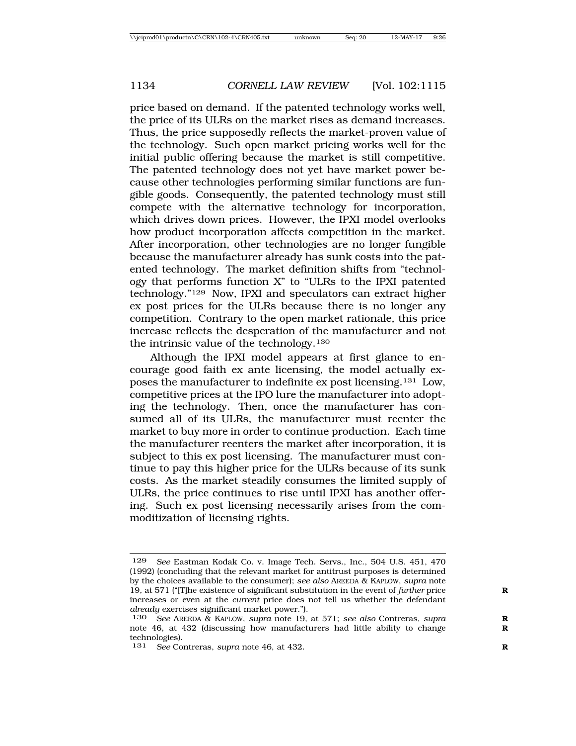price based on demand. If the patented technology works well, the price of its ULRs on the market rises as demand increases. Thus, the price supposedly reflects the market-proven value of the technology. Such open market pricing works well for the initial public offering because the market is still competitive. The patented technology does not yet have market power because other technologies performing similar functions are fungible goods. Consequently, the patented technology must still compete with the alternative technology for incorporation, which drives down prices. However, the IPXI model overlooks how product incorporation affects competition in the market. After incorporation, other technologies are no longer fungible because the manufacturer already has sunk costs into the patented technology. The market definition shifts from "technology that performs function X" to "ULRs to the IPXI patented technology."[129] Now, IPXI and speculators can extract higher ex post prices for the ULRs because there is no longer any competition. Contrary to the open market rationale, this price increase reflects the desperation of the manufacturer and not the intrinsic value of the technology.[130]

Although the IPXI model appears at first glance to encourage good faith ex ante licensing, the model actually exposes the manufacturer to indefinite ex post licensing.[131] Low, competitive prices at the IPO lure the manufacturer into adopting the technology. Then, once the manufacturer has consumed all of its ULRs, the manufacturer must reenter the market to buy more in order to continue production. Each time the manufacturer reenters the market after incorporation, it is subject to this ex post licensing. The manufacturer must continue to pay this higher price for the ULRs because of its sunk costs. As the market steadily consumes the limited supply of ULRs, the price continues to rise until IPXI has another offering. Such ex post licensing necessarily arises from the commoditization of licensing rights.

---

129 *See* Eastman Kodak Co. v. Image Tech. Servs., Inc., 504 U.S. 451, 470 (1992) (concluding that the relevant market for antitrust purposes is determined by the choices available to the consumer); *see also* AREEDA & KAPLOW, *supra* note 19, at 571 ("[T]he existence of significant substitution in the event of *further* price increases or even at the *current* price does not tell us whether the defendant *already* exercises significant market power.").

130 *See* AREEDA & KAPLOW, *supra* note 19, at 571; *see also* Contreras, *supra* note 46, at 432 (discussing how manufacturers had little ability to change technologies).

131 *See* Contreras, *supra* note 46, at 432.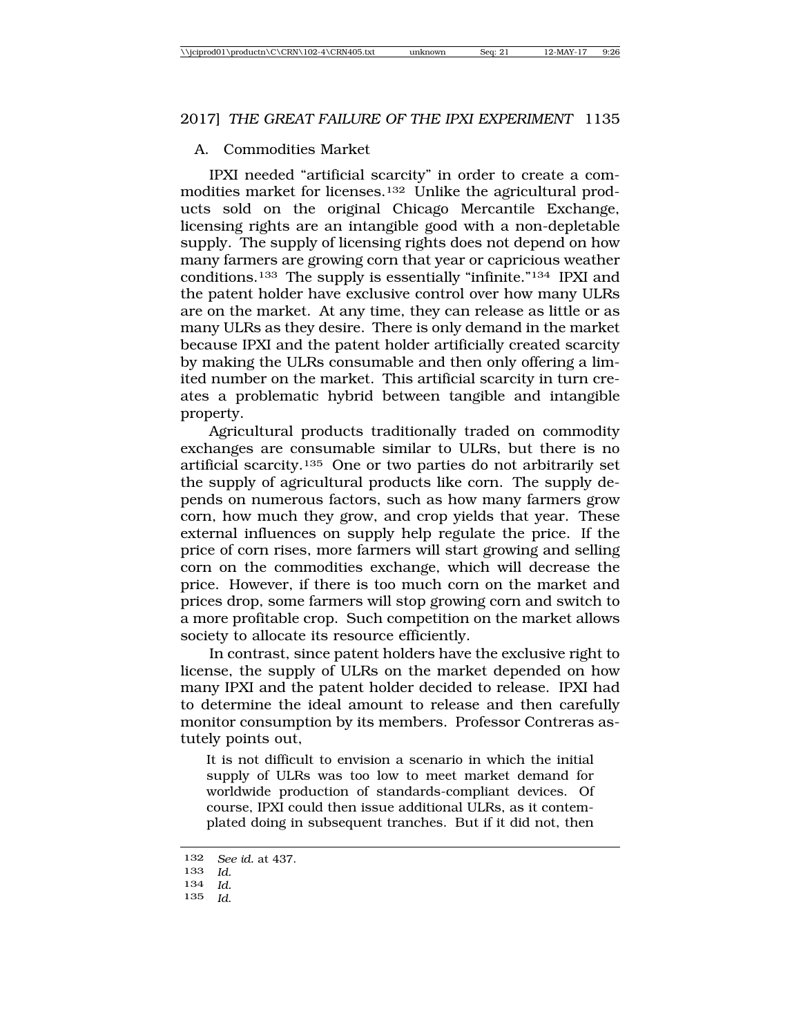### A. Commodities Market

IPXI needed "artificial scarcity" in order to create a commodities market for licenses.[132] Unlike the agricultural products sold on the original Chicago Mercantile Exchange, licensing rights are an intangible good with a non-depletable supply. The supply of licensing rights does not depend on how many farmers are growing corn that year or capricious weather conditions.[133] The supply is essentially "infinite."[134] IPXI and the patent holder have exclusive control over how many ULRs are on the market. At any time, they can release as little or as many ULRs as they desire. There is only demand in the market because IPXI and the patent holder artificially created scarcity by making the ULRs consumable and then only offering a limited number on the market. This artificial scarcity in turn creates a problematic hybrid between tangible and intangible property.

Agricultural products traditionally traded on commodity exchanges are consumable similar to ULRs, but there is no artificial scarcity.[135] One or two parties do not arbitrarily set the supply of agricultural products like corn. The supply depends on numerous factors, such as how many farmers grow corn, how much they grow, and crop yields that year. These external influences on supply help regulate the price. If the price of corn rises, more farmers will start growing and selling corn on the commodities exchange, which will decrease the price. However, if there is too much corn on the market and prices drop, some farmers will stop growing corn and switch to a more profitable crop. Such competition on the market allows society to allocate its resource efficiently.

In contrast, since patent holders have the exclusive right to license, the supply of ULRs on the market depended on how many IPXI and the patent holder decided to release. IPXI had to determine the ideal amount to release and then carefully monitor consumption by its members. Professor Contreras astutely points out,

> It is not difficult to envision a scenario in which the initial supply of ULRs was too low to meet market demand for worldwide production of standards-compliant devices. Of course, IPXI could then issue additional ULRs, as it contemplated doing in subsequent tranches. But if it did not, then

---

132 *See id.* at 437.

133 *Id.*

134 *Id.*

135 *Id.*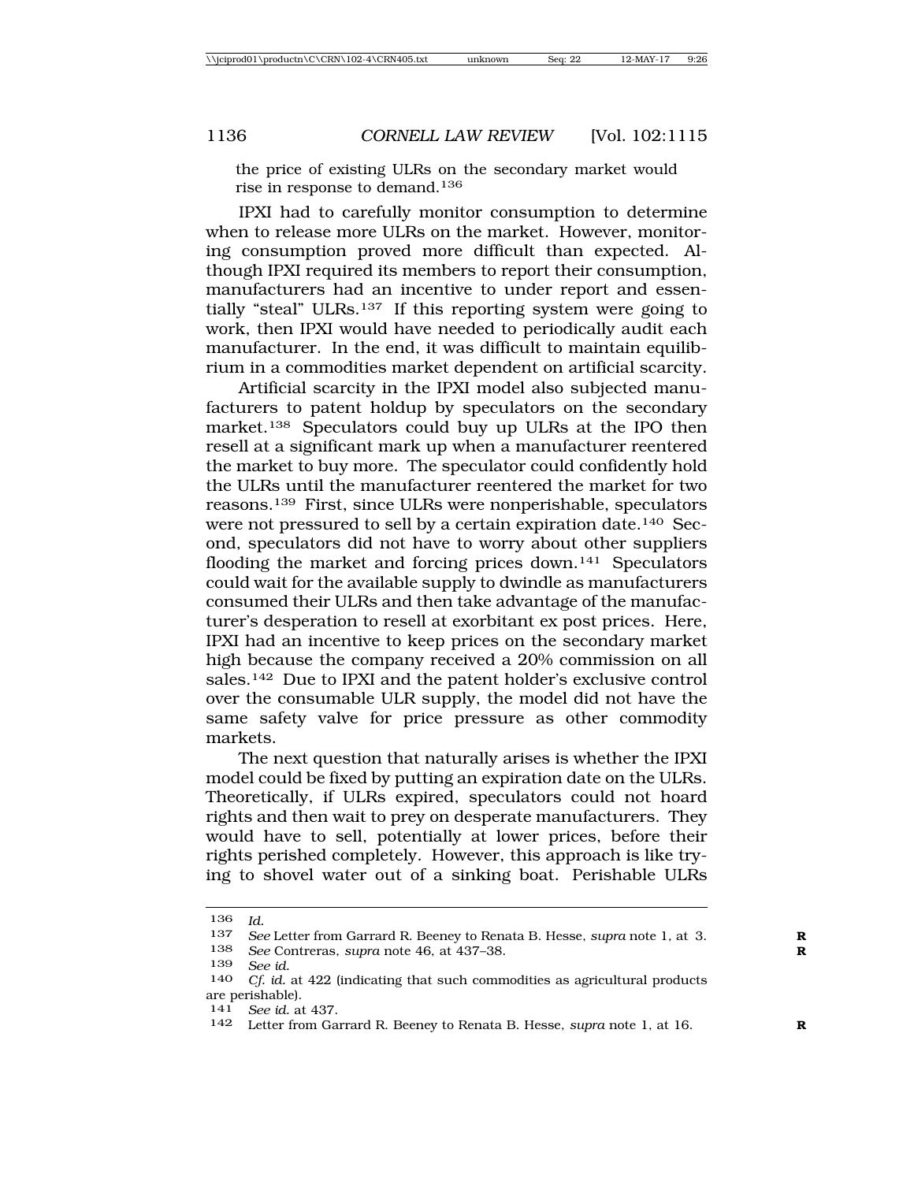the price of existing ULRs on the secondary market would rise in response to demand.[136]

IPXI had to carefully monitor consumption to determine when to release more ULRs on the market. However, monitoring consumption proved more difficult than expected. Although IPXI required its members to report their consumption, manufacturers had an incentive to under report and essentially "steal" ULRs.[137] If this reporting system were going to work, then IPXI would have needed to periodically audit each manufacturer. In the end, it was difficult to maintain equilibrium in a commodities market dependent on artificial scarcity.

Artificial scarcity in the IPXI model also subjected manufacturers to patent holdup by speculators on the secondary market.[138] Speculators could buy up ULRs at the IPO then resell at a significant mark up when a manufacturer reentered the market to buy more. The speculator could confidently hold the ULRs until the manufacturer reentered the market for two reasons.[139] First, since ULRs were nonperishable, speculators were not pressured to sell by a certain expiration date.[140] Second, speculators did not have to worry about other suppliers flooding the market and forcing prices down.[141] Speculators could wait for the available supply to dwindle as manufacturers consumed their ULRs and then take advantage of the manufacturer's desperation to resell at exorbitant ex post prices. Here, IPXI had an incentive to keep prices on the secondary market high because the company received a 20% commission on all sales.[142] Due to IPXI and the patent holder's exclusive control over the consumable ULR supply, the model did not have the same safety valve for price pressure as other commodity markets.

The next question that naturally arises is whether the IPXI model could be fixed by putting an expiration date on the ULRs. Theoretically, if ULRs expired, speculators could not hoard rights and then wait to prey on desperate manufacturers. They would have to sell, potentially at lower prices, before their rights perished completely. However, this approach is like trying to shovel water out of a sinking boat. Perishable ULRs

---

136 *Id.*

137 *See* Letter from Garrard R. Beeney to Renata B. Hesse, *supra* note 1, at 3.

138 *See* Contreras, *supra* note 46, at 437–38.

139 *See id.*

140 *Cf. id.* at 422 (indicating that such commodities as agricultural products are perishable).

141 *See id.* at 437.

142 Letter from Garrard R. Beeney to Renata B. Hesse, *supra* note 1, at 16.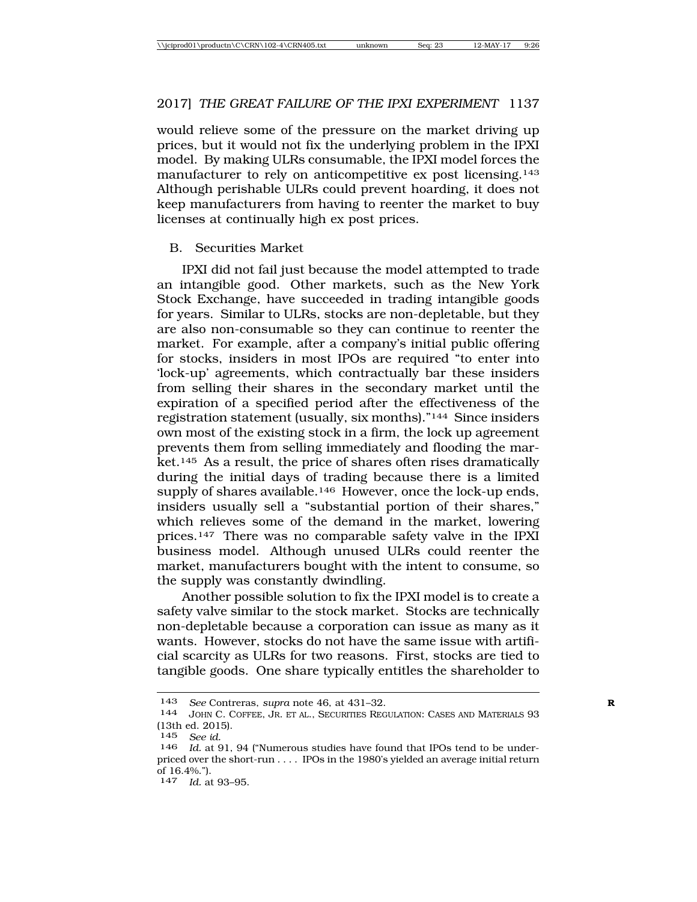would relieve some of the pressure on the market driving up prices, but it would not fix the underlying problem in the IPXI model. By making ULRs consumable, the IPXI model forces the manufacturer to rely on anticompetitive ex post licensing.[143] Although perishable ULRs could prevent hoarding, it does not keep manufacturers from having to reenter the market to buy licenses at continually high ex post prices.

### B. Securities Market

IPXI did not fail just because the model attempted to trade an intangible good. Other markets, such as the New York Stock Exchange, have succeeded in trading intangible goods for years. Similar to ULRs, stocks are non-depletable, but they are also non-consumable so they can continue to reenter the market. For example, after a company's initial public offering for stocks, insiders in most IPOs are required "to enter into 'lock-up' agreements, which contractually bar these insiders from selling their shares in the secondary market until the expiration of a specified period after the effectiveness of the registration statement (usually, six months)."[144] Since insiders own most of the existing stock in a firm, the lock up agreement prevents them from selling immediately and flooding the market.[145] As a result, the price of shares often rises dramatically during the initial days of trading because there is a limited supply of shares available.[146] However, once the lock-up ends, insiders usually sell a "substantial portion of their shares," which relieves some of the demand in the market, lowering prices.[147] There was no comparable safety valve in the IPXI business model. Although unused ULRs could reenter the market, manufacturers bought with the intent to consume, so the supply was constantly dwindling.

Another possible solution to fix the IPXI model is to create a safety valve similar to the stock market. Stocks are technically non-depletable because a corporation can issue as many as it wants. However, stocks do not have the same issue with artificial scarcity as ULRs for two reasons. First, stocks are tied to tangible goods. One share typically entitles the shareholder to

---

143 *See* Contreras, *supra* note 46, at 431–32.

144 JOHN C. COFFEE, JR. ET AL., SECURITIES REGULATION: CASES AND MATERIALS 93 (13th ed. 2015).

145 *See id.*

146 *Id.* at 91, 94 ("Numerous studies have found that IPOs tend to be underpriced over the short-run . . . . IPOs in the 1980's yielded an average initial return of 16.4%.").

147 *Id.* at 93–95.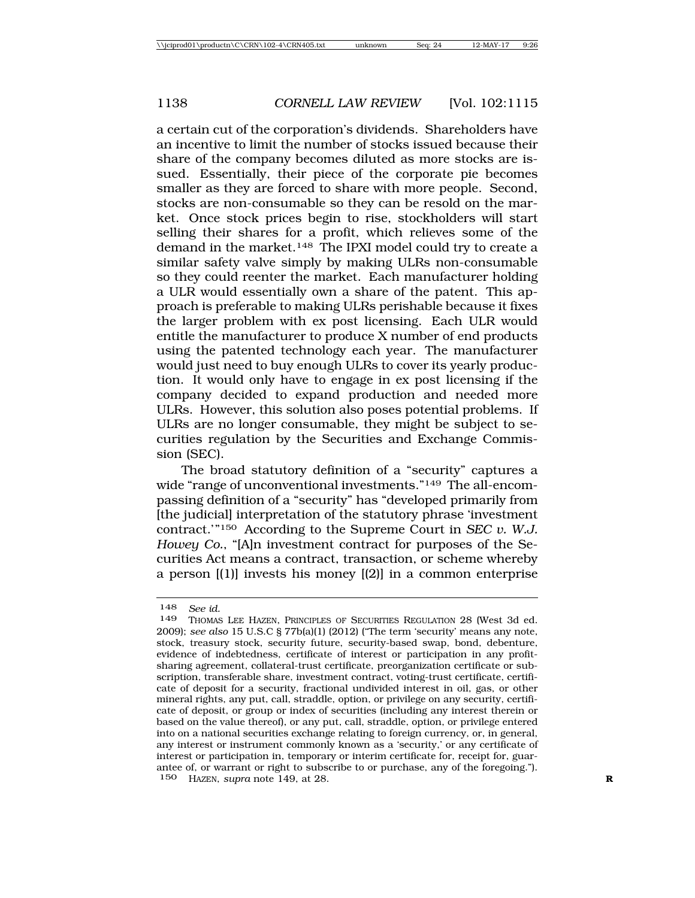a certain cut of the corporation's dividends. Shareholders have an incentive to limit the number of stocks issued because their share of the company becomes diluted as more stocks are issued. Essentially, their piece of the corporate pie becomes smaller as they are forced to share with more people. Second, stocks are non-consumable so they can be resold on the market. Once stock prices begin to rise, stockholders will start selling their shares for a profit, which relieves some of the demand in the market.[148] The IPXI model could try to create a similar safety valve simply by making ULRs non-consumable so they could reenter the market. Each manufacturer holding a ULR would essentially own a share of the patent. This approach is preferable to making ULRs perishable because it fixes the larger problem with ex post licensing. Each ULR would entitle the manufacturer to produce X number of end products using the patented technology each year. The manufacturer would just need to buy enough ULRs to cover its yearly production. It would only have to engage in ex post licensing if the company decided to expand production and needed more ULRs. However, this solution also poses potential problems. If ULRs are no longer consumable, they might be subject to securities regulation by the Securities and Exchange Commission (SEC).

The broad statutory definition of a "security" captures a wide "range of unconventional investments."[149] The all-encompassing definition of a "security" has "developed primarily from [the judicial] interpretation of the statutory phrase 'investment contract.'"[150] According to the Supreme Court in *SEC v. W.J. Howey Co.*, "[A]n investment contract for purposes of the Securities Act means a contract, transaction, or scheme whereby a person [(1)] invests his money [(2)] in a common enterprise

---

148 *See id.*

149 THOMAS LEE HAZEN, PRINCIPLES OF SECURITIES REGULATION 28 (West 3d ed. 2009); *see also* 15 U.S.C § 77b(a)(1) (2012) ("The term 'security' means any note, stock, treasury stock, security future, security-based swap, bond, debenture, evidence of indebtedness, certificate of interest or participation in any profit-sharing agreement, collateral-trust certificate, preorganization certificate or subscription, transferable share, investment contract, voting-trust certificate, certificate of deposit for a security, fractional undivided interest in oil, gas, or other mineral rights, any put, call, straddle, option, or privilege on any security, certificate of deposit, or group or index of securities (including any interest therein or based on the value thereof), or any put, call, straddle, option, or privilege entered into on a national securities exchange relating to foreign currency, or, in general, any interest or instrument commonly known as a 'security,' or any certificate of interest or participation in, temporary or interim certificate for, receipt for, guarantee of, or warrant or right to subscribe to or purchase, any of the foregoing.").

150 HAZEN, *supra* note 149, at 28.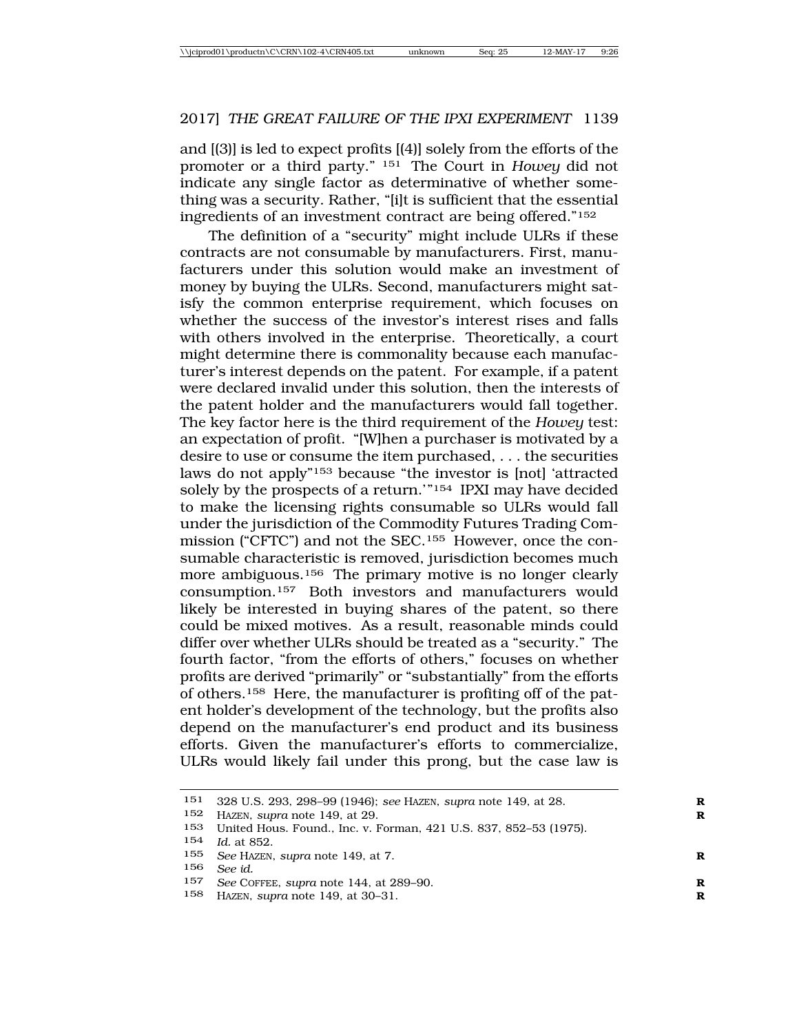and [(3)] is led to expect profits [(4)] solely from the efforts of the promoter or a third party." [151] The Court in *Howey* did not indicate any single factor as determinative of whether something was a security. Rather, "[i]t is sufficient that the essential ingredients of an investment contract are being offered."[152]

The definition of a "security" might include ULRs if these contracts are not consumable by manufacturers. First, manufacturers under this solution would make an investment of money by buying the ULRs. Second, manufacturers might satisfy the common enterprise requirement, which focuses on whether the success of the investor's interest rises and falls with others involved in the enterprise. Theoretically, a court might determine there is commonality because each manufacturer's interest depends on the patent. For example, if a patent were declared invalid under this solution, then the interests of the patent holder and the manufacturers would fall together. The key factor here is the third requirement of the *Howey* test: an expectation of profit. "[W]hen a purchaser is motivated by a desire to use or consume the item purchased, . . . the securities laws do not apply"[153] because "the investor is [not] 'attracted solely by the prospects of a return.'"[154] IPXI may have decided to make the licensing rights consumable so ULRs would fall under the jurisdiction of the Commodity Futures Trading Commission ("CFTC") and not the SEC.[155] However, once the consumable characteristic is removed, jurisdiction becomes much more ambiguous.[156] The primary motive is no longer clearly consumption.[157] Both investors and manufacturers would likely be interested in buying shares of the patent, so there could be mixed motives. As a result, reasonable minds could differ over whether ULRs should be treated as a "security." The fourth factor, "from the efforts of others," focuses on whether profits are derived "primarily" or "substantially" from the efforts of others.[158] Here, the manufacturer is profiting off of the patent holder's development of the technology, but the profits also depend on the manufacturer's end product and its business efforts. Given the manufacturer's efforts to commercialize, ULRs would likely fail under this prong, but the case law is

---

151 328 U.S. 293, 298–99 (1946); *see* HAZEN, *supra* note 149, at 28.

152 HAZEN, *supra* note 149, at 29.

153 United Hous. Found., Inc. v. Forman, 421 U.S. 837, 852–53 (1975).

154 *Id.* at 852.

155 *See* HAZEN, *supra* note 149, at 7.

156 *See id.*

157 *See* COFFEE, *supra* note 144, at 289–90.

158 HAZEN, *supra* note 149, at 30–31.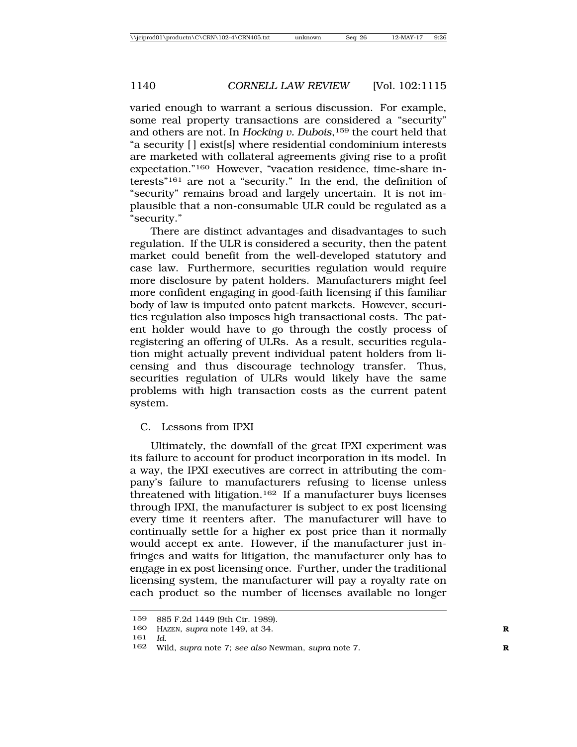varied enough to warrant a serious discussion. For example, some real property transactions are considered a "security" and others are not. In *Hocking v. Dubois*,[159] the court held that "a security [ ] exist[s] where residential condominium interests are marketed with collateral agreements giving rise to a profit expectation."[160] However, "vacation residence, time-share interests"[161] are not a "security." In the end, the definition of "security" remains broad and largely uncertain. It is not implausible that a non-consumable ULR could be regulated as a "security."

There are distinct advantages and disadvantages to such regulation. If the ULR is considered a security, then the patent market could benefit from the well-developed statutory and case law. Furthermore, securities regulation would require more disclosure by patent holders. Manufacturers might feel more confident engaging in good-faith licensing if this familiar body of law is imputed onto patent markets. However, securities regulation also imposes high transactional costs. The patent holder would have to go through the costly process of registering an offering of ULRs. As a result, securities regulation might actually prevent individual patent holders from licensing and thus discourage technology transfer. Thus, securities regulation of ULRs would likely have the same problems with high transaction costs as the current patent system.

### C. Lessons from IPXI

Ultimately, the downfall of the great IPXI experiment was its failure to account for product incorporation in its model. In a way, the IPXI executives are correct in attributing the company's failure to manufacturers refusing to license unless threatened with litigation.[162] If a manufacturer buys licenses through IPXI, the manufacturer is subject to ex post licensing every time it reenters after. The manufacturer will have to continually settle for a higher ex post price than it normally would accept ex ante. However, if the manufacturer just infringes and waits for litigation, the manufacturer only has to engage in ex post licensing once. Further, under the traditional licensing system, the manufacturer will pay a royalty rate on each product so the number of licenses available no longer

---

159 885 F.2d 1449 (9th Cir. 1989).

160 HAZEN, *supra* note 149, at 34.

161 *Id.*

162 Wild, *supra* note 7; *see also* Newman, *supra* note 7.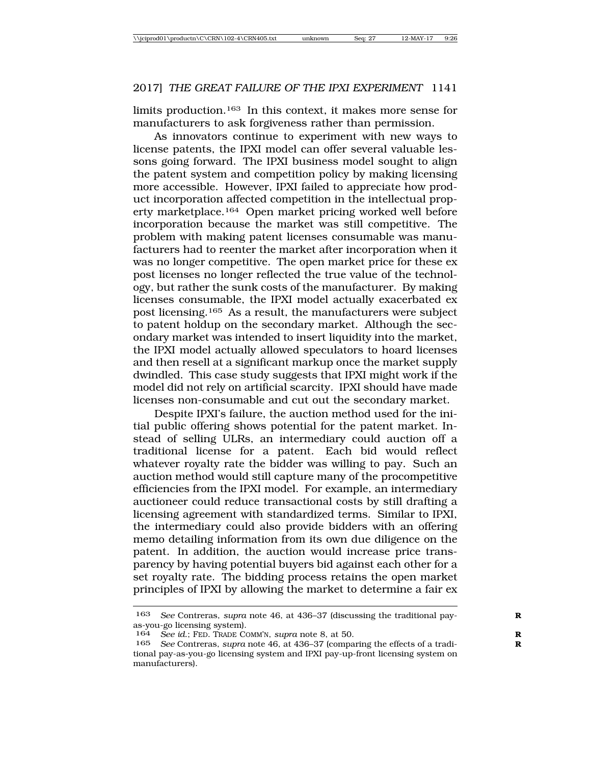limits production.[163] In this context, it makes more sense for manufacturers to ask forgiveness rather than permission.

As innovators continue to experiment with new ways to license patents, the IPXI model can offer several valuable lessons going forward. The IPXI business model sought to align the patent system and competition policy by making licensing more accessible. However, IPXI failed to appreciate how product incorporation affected competition in the intellectual property marketplace.[164] Open market pricing worked well before incorporation because the market was still competitive. The problem with making patent licenses consumable was manufacturers had to reenter the market after incorporation when it was no longer competitive. The open market price for these ex post licenses no longer reflected the true value of the technology, but rather the sunk costs of the manufacturer. By making licenses consumable, the IPXI model actually exacerbated ex post licensing.[165] As a result, the manufacturers were subject to patent holdup on the secondary market. Although the secondary market was intended to insert liquidity into the market, the IPXI model actually allowed speculators to hoard licenses and then resell at a significant markup once the market supply dwindled. This case study suggests that IPXI might work if the model did not rely on artificial scarcity. IPXI should have made licenses non-consumable and cut out the secondary market.

Despite IPXI's failure, the auction method used for the initial public offering shows potential for the patent market. Instead of selling ULRs, an intermediary could auction off a traditional license for a patent. Each bid would reflect whatever royalty rate the bidder was willing to pay. Such an auction method would still capture many of the procompetitive efficiencies from the IPXI model. For example, an intermediary auctioneer could reduce transactional costs by still drafting a licensing agreement with standardized terms. Similar to IPXI, the intermediary could also provide bidders with an offering memo detailing information from its own due diligence on the patent. In addition, the auction would increase price transparency by having potential buyers bid against each other for a set royalty rate. The bidding process retains the open market principles of IPXI by allowing the market to determine a fair ex

---

163 *See* Contreras, *supra* note 46, at 436–37 (discussing the traditional pay-as-you-go licensing system).

164 *See id.*; FED. TRADE COMM'N, *supra* note 8, at 50.

165 *See* Contreras, *supra* note 46, at 436–37 (comparing the effects of a traditional pay-as-you-go licensing system and IPXI pay-up-front licensing system on manufacturers).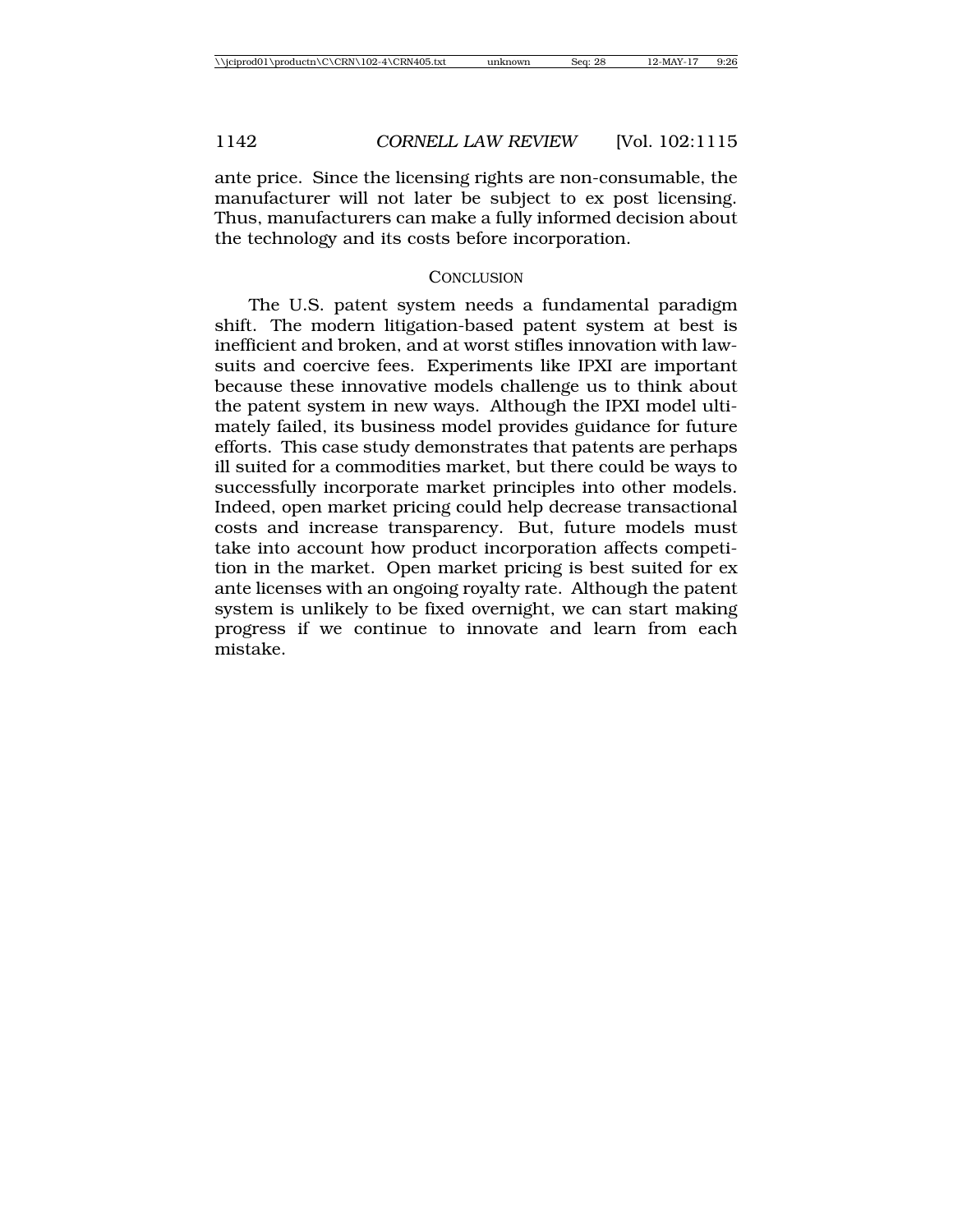ante price. Since the licensing rights are non-consumable, the manufacturer will not later be subject to ex post licensing. Thus, manufacturers can make a fully informed decision about the technology and its costs before incorporation.

## CONCLUSION

The U.S. patent system needs a fundamental paradigm shift. The modern litigation-based patent system at best is inefficient and broken, and at worst stifles innovation with lawsuits and coercive fees. Experiments like IPXI are important because these innovative models challenge us to think about the patent system in new ways. Although the IPXI model ultimately failed, its business model provides guidance for future efforts. This case study demonstrates that patents are perhaps ill suited for a commodities market, but there could be ways to successfully incorporate market principles into other models. Indeed, open market pricing could help decrease transactional costs and increase transparency. But, future models must take into account how product incorporation affects competition in the market. Open market pricing is best suited for ex ante licenses with an ongoing royalty rate. Although the patent system is unlikely to be fixed overnight, we can start making progress if we continue to innovate and learn from each mistake.